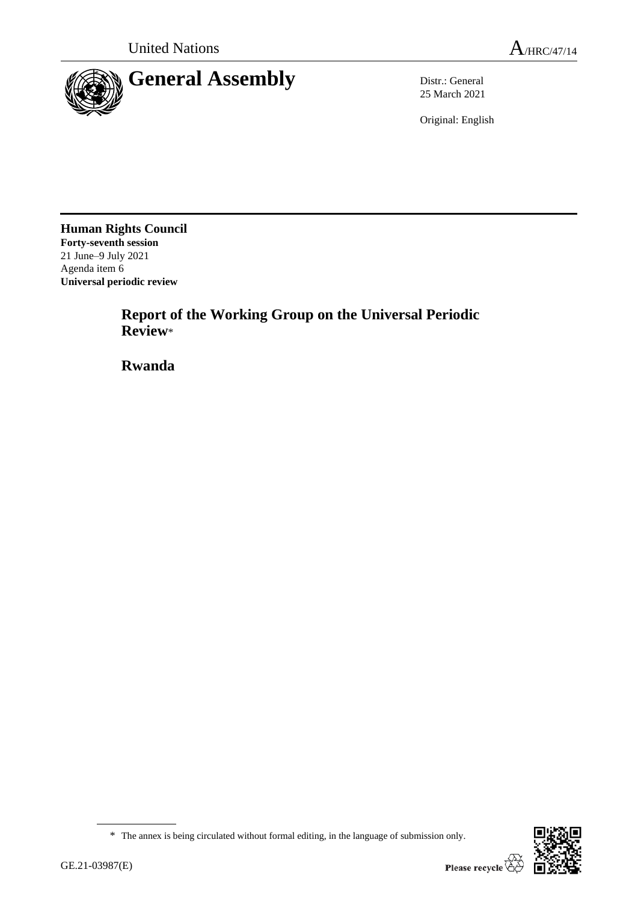United Nations

A/HRC/47/14

# General Assembly

Distr.: General
25 March 2021

Original: English

**Human Rights Council**
**Forty-seventh session**
21 June–9 July 2021
Agenda item 6
**Universal periodic review**

## Report of the Working Group on the Universal Periodic Review*

## Rwanda

* The annex is being circulated without formal editing, in the language of submission only.

GE.21-03987(E)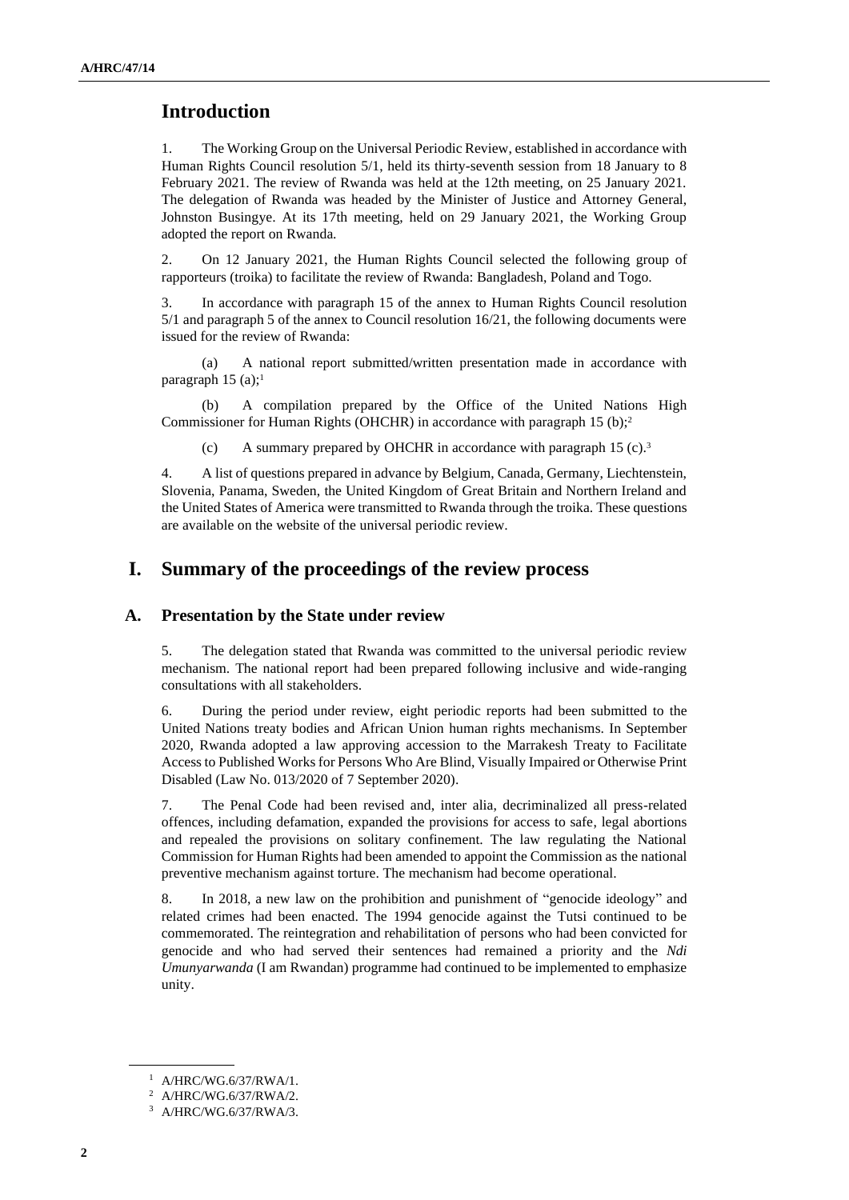## Introduction

1. The Working Group on the Universal Periodic Review, established in accordance with Human Rights Council resolution 5/1, held its thirty-seventh session from 18 January to 8 February 2021. The review of Rwanda was held at the 12th meeting, on 25 January 2021. The delegation of Rwanda was headed by the Minister of Justice and Attorney General, Johnston Busingye. At its 17th meeting, held on 29 January 2021, the Working Group adopted the report on Rwanda.

2. On 12 January 2021, the Human Rights Council selected the following group of rapporteurs (troika) to facilitate the review of Rwanda: Bangladesh, Poland and Togo.

3. In accordance with paragraph 15 of the annex to Human Rights Council resolution 5/1 and paragraph 5 of the annex to Council resolution 16/21, the following documents were issued for the review of Rwanda:

(a) A national report submitted/written presentation made in accordance with paragraph 15 (a);[1]

(b) A compilation prepared by the Office of the United Nations High Commissioner for Human Rights (OHCHR) in accordance with paragraph 15 (b);[2]

(c) A summary prepared by OHCHR in accordance with paragraph 15 (c).[3]

4. A list of questions prepared in advance by Belgium, Canada, Germany, Liechtenstein, Slovenia, Panama, Sweden, the United Kingdom of Great Britain and Northern Ireland and the United States of America were transmitted to Rwanda through the troika. These questions are available on the website of the universal periodic review.

## I. Summary of the proceedings of the review process

### A. Presentation by the State under review

5. The delegation stated that Rwanda was committed to the universal periodic review mechanism. The national report had been prepared following inclusive and wide-ranging consultations with all stakeholders.

6. During the period under review, eight periodic reports had been submitted to the United Nations treaty bodies and African Union human rights mechanisms. In September 2020, Rwanda adopted a law approving accession to the Marrakesh Treaty to Facilitate Access to Published Works for Persons Who Are Blind, Visually Impaired or Otherwise Print Disabled (Law No. 013/2020 of 7 September 2020).

7. The Penal Code had been revised and, inter alia, decriminalized all press-related offences, including defamation, expanded the provisions for access to safe, legal abortions and repealed the provisions on solitary confinement. The law regulating the National Commission for Human Rights had been amended to appoint the Commission as the national preventive mechanism against torture. The mechanism had become operational.

8. In 2018, a new law on the prohibition and punishment of "genocide ideology" and related crimes had been enacted. The 1994 genocide against the Tutsi continued to be commemorated. The reintegration and rehabilitation of persons who had been convicted for genocide and who had served their sentences had remained a priority and the *Ndi Umunyarwanda* (I am Rwandan) programme had continued to be implemented to emphasize unity.

---

[1] A/HRC/WG.6/37/RWA/1.

[2] A/HRC/WG.6/37/RWA/2.

[3] A/HRC/WG.6/37/RWA/3.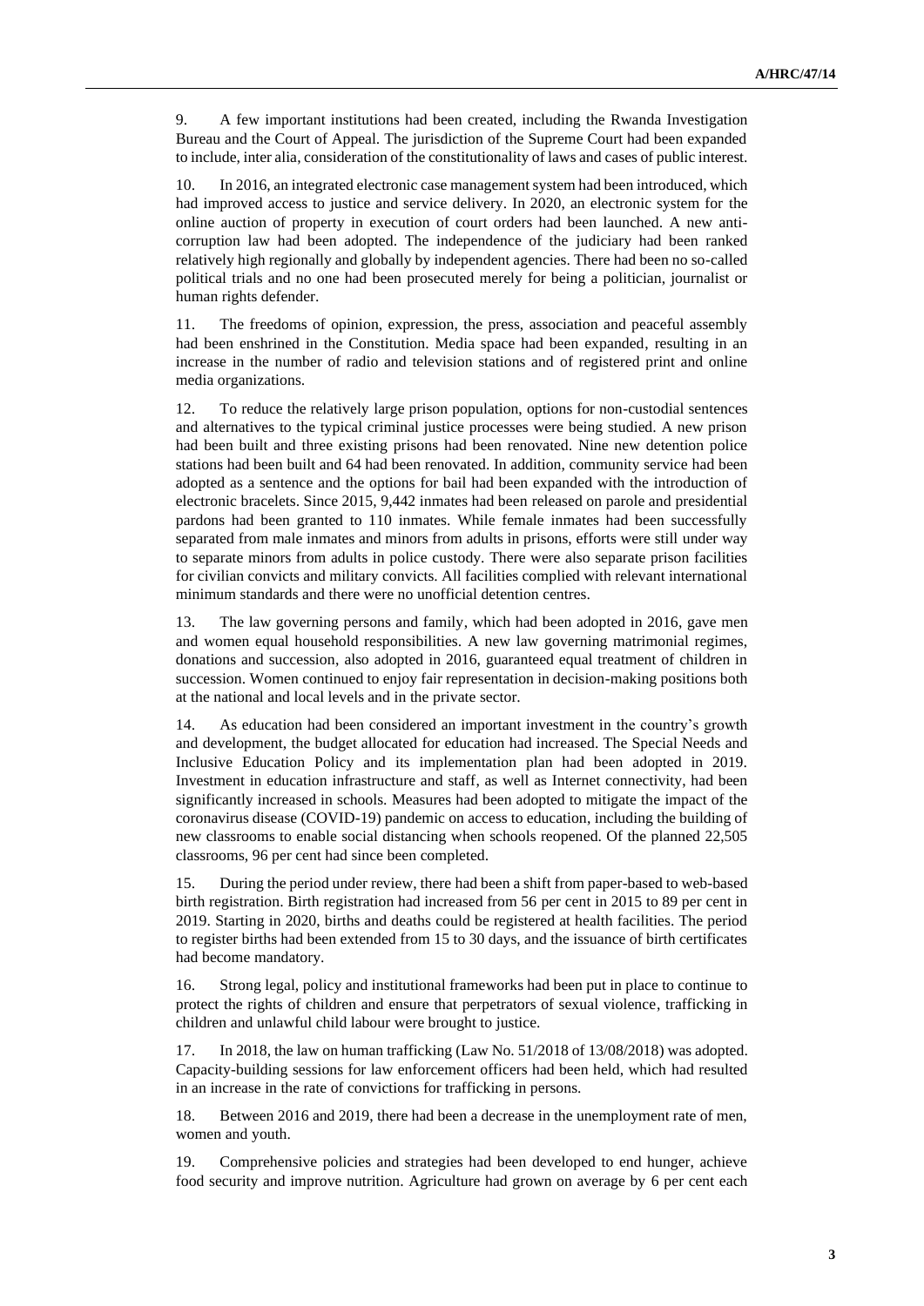9. A few important institutions had been created, including the Rwanda Investigation Bureau and the Court of Appeal. The jurisdiction of the Supreme Court had been expanded to include, inter alia, consideration of the constitutionality of laws and cases of public interest.

10. In 2016, an integrated electronic case management system had been introduced, which had improved access to justice and service delivery. In 2020, an electronic system for the online auction of property in execution of court orders had been launched. A new anti-corruption law had been adopted. The independence of the judiciary had been ranked relatively high regionally and globally by independent agencies. There had been no so-called political trials and no one had been prosecuted merely for being a politician, journalist or human rights defender.

11. The freedoms of opinion, expression, the press, association and peaceful assembly had been enshrined in the Constitution. Media space had been expanded, resulting in an increase in the number of radio and television stations and of registered print and online media organizations.

12. To reduce the relatively large prison population, options for non-custodial sentences and alternatives to the typical criminal justice processes were being studied. A new prison had been built and three existing prisons had been renovated. Nine new detention police stations had been built and 64 had been renovated. In addition, community service had been adopted as a sentence and the options for bail had been expanded with the introduction of electronic bracelets. Since 2015, 9,442 inmates had been released on parole and presidential pardons had been granted to 110 inmates. While female inmates had been successfully separated from male inmates and minors from adults in prisons, efforts were still under way to separate minors from adults in police custody. There were also separate prison facilities for civilian convicts and military convicts. All facilities complied with relevant international minimum standards and there were no unofficial detention centres.

13. The law governing persons and family, which had been adopted in 2016, gave men and women equal household responsibilities. A new law governing matrimonial regimes, donations and succession, also adopted in 2016, guaranteed equal treatment of children in succession. Women continued to enjoy fair representation in decision-making positions both at the national and local levels and in the private sector.

14. As education had been considered an important investment in the country's growth and development, the budget allocated for education had increased. The Special Needs and Inclusive Education Policy and its implementation plan had been adopted in 2019. Investment in education infrastructure and staff, as well as Internet connectivity, had been significantly increased in schools. Measures had been adopted to mitigate the impact of the coronavirus disease (COVID-19) pandemic on access to education, including the building of new classrooms to enable social distancing when schools reopened. Of the planned 22,505 classrooms, 96 per cent had since been completed.

15. During the period under review, there had been a shift from paper-based to web-based birth registration. Birth registration had increased from 56 per cent in 2015 to 89 per cent in 2019. Starting in 2020, births and deaths could be registered at health facilities. The period to register births had been extended from 15 to 30 days, and the issuance of birth certificates had become mandatory.

16. Strong legal, policy and institutional frameworks had been put in place to continue to protect the rights of children and ensure that perpetrators of sexual violence, trafficking in children and unlawful child labour were brought to justice.

17. In 2018, the law on human trafficking (Law No. 51/2018 of 13/08/2018) was adopted. Capacity-building sessions for law enforcement officers had been held, which had resulted in an increase in the rate of convictions for trafficking in persons.

18. Between 2016 and 2019, there had been a decrease in the unemployment rate of men, women and youth.

19. Comprehensive policies and strategies had been developed to end hunger, achieve food security and improve nutrition. Agriculture had grown on average by 6 per cent each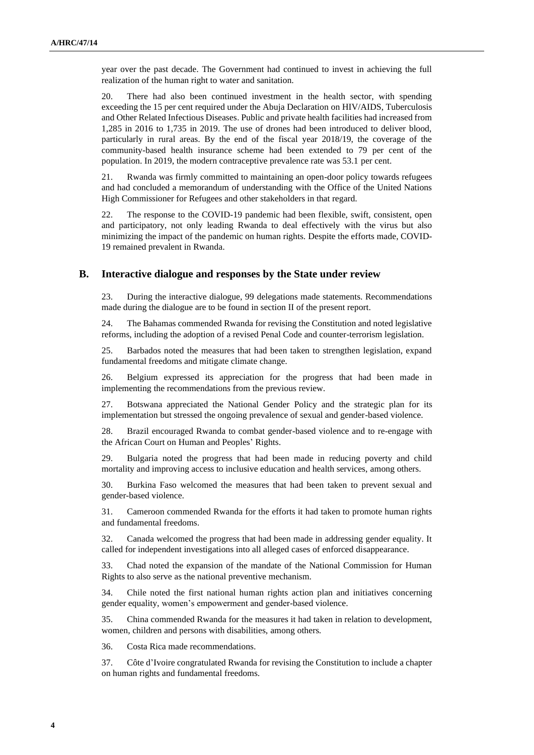year over the past decade. The Government had continued to invest in achieving the full realization of the human right to water and sanitation.

20. There had also been continued investment in the health sector, with spending exceeding the 15 per cent required under the Abuja Declaration on HIV/AIDS, Tuberculosis and Other Related Infectious Diseases. Public and private health facilities had increased from 1,285 in 2016 to 1,735 in 2019. The use of drones had been introduced to deliver blood, particularly in rural areas. By the end of the fiscal year 2018/19, the coverage of the community-based health insurance scheme had been extended to 79 per cent of the population. In 2019, the modern contraceptive prevalence rate was 53.1 per cent.

21. Rwanda was firmly committed to maintaining an open-door policy towards refugees and had concluded a memorandum of understanding with the Office of the United Nations High Commissioner for Refugees and other stakeholders in that regard.

22. The response to the COVID-19 pandemic had been flexible, swift, consistent, open and participatory, not only leading Rwanda to deal effectively with the virus but also minimizing the impact of the pandemic on human rights. Despite the efforts made, COVID-19 remained prevalent in Rwanda.

## B. Interactive dialogue and responses by the State under review

23. During the interactive dialogue, 99 delegations made statements. Recommendations made during the dialogue are to be found in section II of the present report.

24. The Bahamas commended Rwanda for revising the Constitution and noted legislative reforms, including the adoption of a revised Penal Code and counter-terrorism legislation.

25. Barbados noted the measures that had been taken to strengthen legislation, expand fundamental freedoms and mitigate climate change.

26. Belgium expressed its appreciation for the progress that had been made in implementing the recommendations from the previous review.

27. Botswana appreciated the National Gender Policy and the strategic plan for its implementation but stressed the ongoing prevalence of sexual and gender-based violence.

28. Brazil encouraged Rwanda to combat gender-based violence and to re-engage with the African Court on Human and Peoples' Rights.

29. Bulgaria noted the progress that had been made in reducing poverty and child mortality and improving access to inclusive education and health services, among others.

30. Burkina Faso welcomed the measures that had been taken to prevent sexual and gender-based violence.

31. Cameroon commended Rwanda for the efforts it had taken to promote human rights and fundamental freedoms.

32. Canada welcomed the progress that had been made in addressing gender equality. It called for independent investigations into all alleged cases of enforced disappearance.

33. Chad noted the expansion of the mandate of the National Commission for Human Rights to also serve as the national preventive mechanism.

34. Chile noted the first national human rights action plan and initiatives concerning gender equality, women's empowerment and gender-based violence.

35. China commended Rwanda for the measures it had taken in relation to development, women, children and persons with disabilities, among others.

36. Costa Rica made recommendations.

37. Côte d'Ivoire congratulated Rwanda for revising the Constitution to include a chapter on human rights and fundamental freedoms.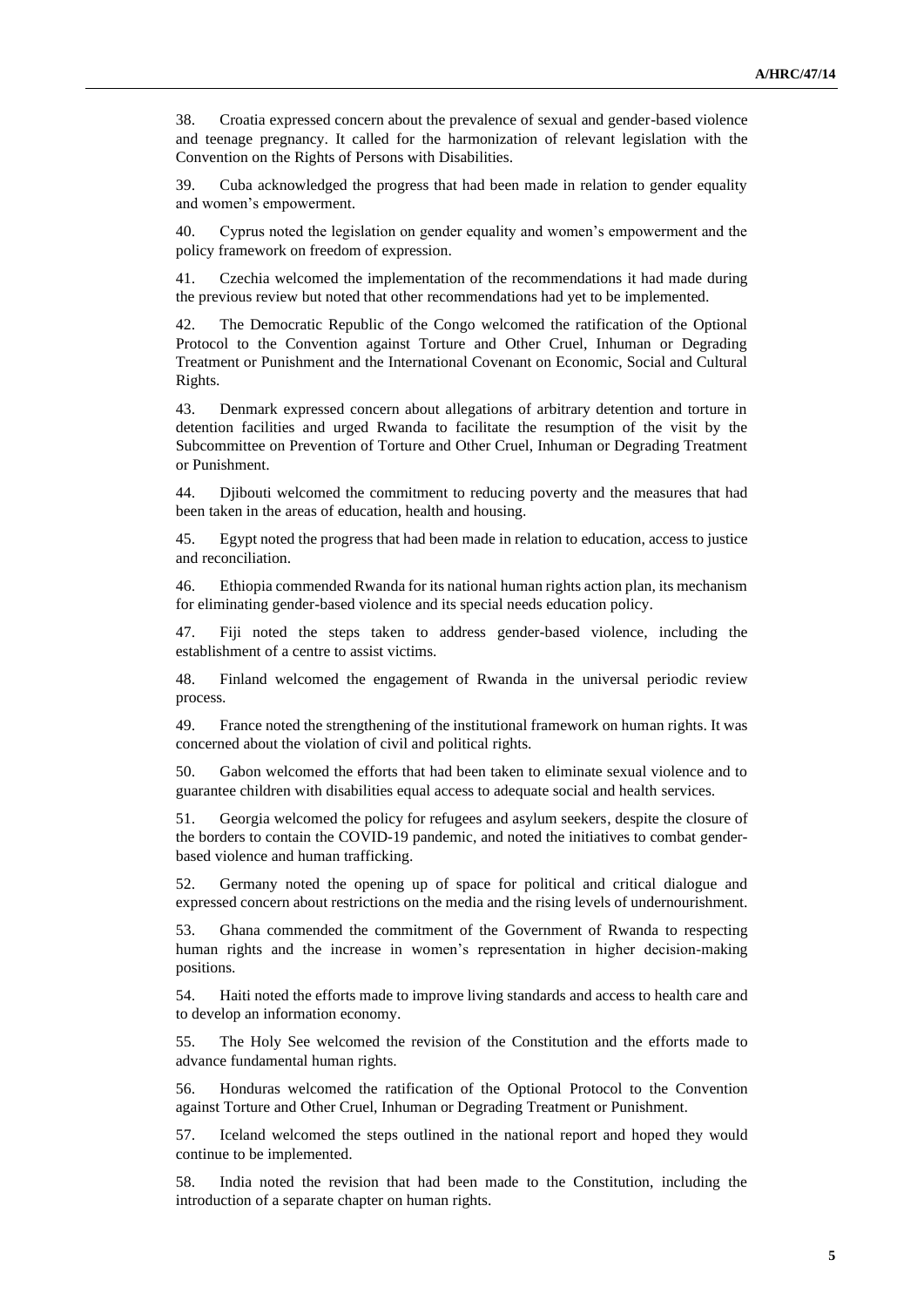38. Croatia expressed concern about the prevalence of sexual and gender-based violence and teenage pregnancy. It called for the harmonization of relevant legislation with the Convention on the Rights of Persons with Disabilities.

39. Cuba acknowledged the progress that had been made in relation to gender equality and women's empowerment.

40. Cyprus noted the legislation on gender equality and women's empowerment and the policy framework on freedom of expression.

41. Czechia welcomed the implementation of the recommendations it had made during the previous review but noted that other recommendations had yet to be implemented.

42. The Democratic Republic of the Congo welcomed the ratification of the Optional Protocol to the Convention against Torture and Other Cruel, Inhuman or Degrading Treatment or Punishment and the International Covenant on Economic, Social and Cultural Rights.

43. Denmark expressed concern about allegations of arbitrary detention and torture in detention facilities and urged Rwanda to facilitate the resumption of the visit by the Subcommittee on Prevention of Torture and Other Cruel, Inhuman or Degrading Treatment or Punishment.

44. Djibouti welcomed the commitment to reducing poverty and the measures that had been taken in the areas of education, health and housing.

45. Egypt noted the progress that had been made in relation to education, access to justice and reconciliation.

46. Ethiopia commended Rwanda for its national human rights action plan, its mechanism for eliminating gender-based violence and its special needs education policy.

47. Fiji noted the steps taken to address gender-based violence, including the establishment of a centre to assist victims.

48. Finland welcomed the engagement of Rwanda in the universal periodic review process.

49. France noted the strengthening of the institutional framework on human rights. It was concerned about the violation of civil and political rights.

50. Gabon welcomed the efforts that had been taken to eliminate sexual violence and to guarantee children with disabilities equal access to adequate social and health services.

51. Georgia welcomed the policy for refugees and asylum seekers, despite the closure of the borders to contain the COVID-19 pandemic, and noted the initiatives to combat gender-based violence and human trafficking.

52. Germany noted the opening up of space for political and critical dialogue and expressed concern about restrictions on the media and the rising levels of undernourishment.

53. Ghana commended the commitment of the Government of Rwanda to respecting human rights and the increase in women's representation in higher decision-making positions.

54. Haiti noted the efforts made to improve living standards and access to health care and to develop an information economy.

55. The Holy See welcomed the revision of the Constitution and the efforts made to advance fundamental human rights.

56. Honduras welcomed the ratification of the Optional Protocol to the Convention against Torture and Other Cruel, Inhuman or Degrading Treatment or Punishment.

57. Iceland welcomed the steps outlined in the national report and hoped they would continue to be implemented.

58. India noted the revision that had been made to the Constitution, including the introduction of a separate chapter on human rights.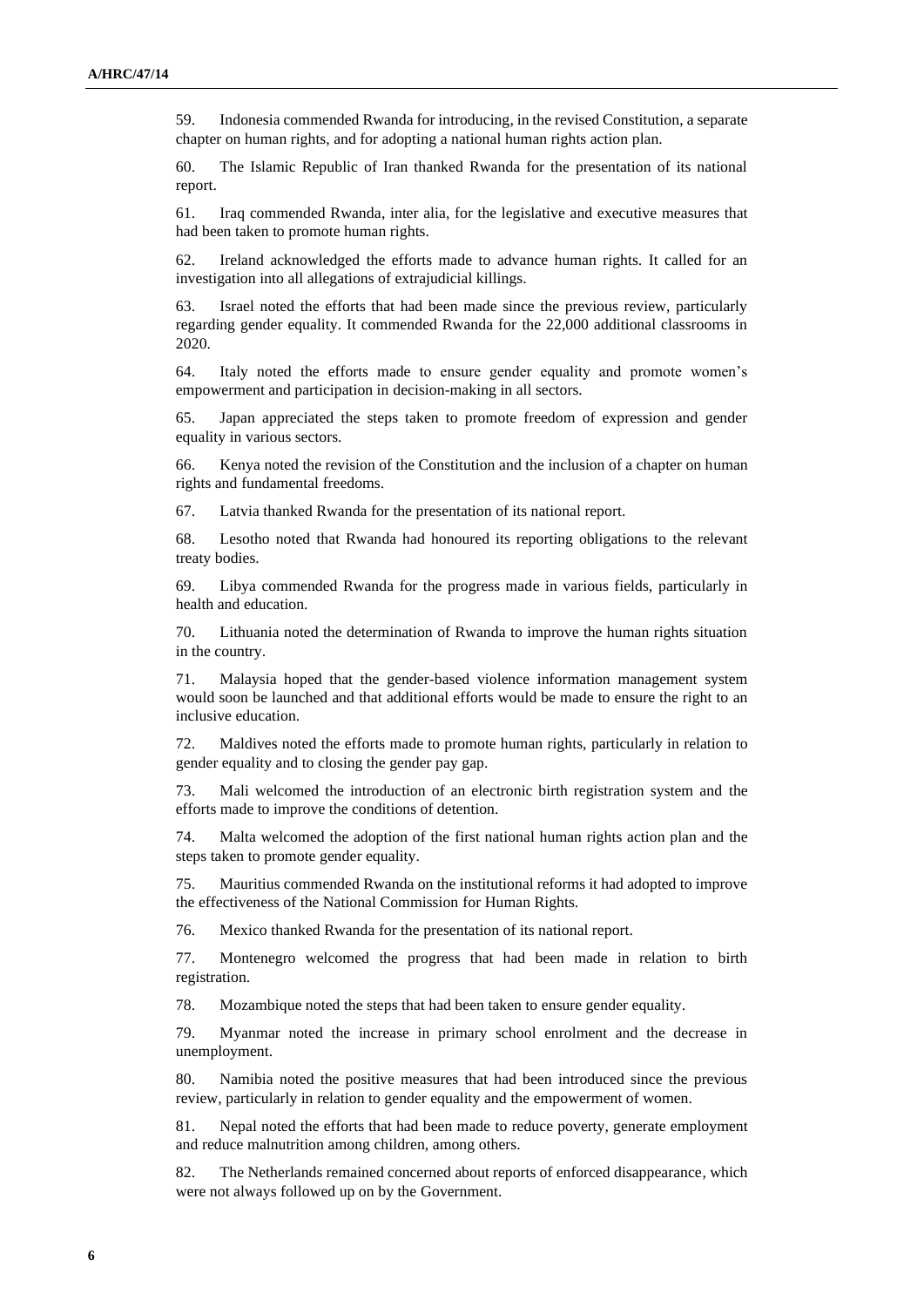59. Indonesia commended Rwanda for introducing, in the revised Constitution, a separate chapter on human rights, and for adopting a national human rights action plan.

60. The Islamic Republic of Iran thanked Rwanda for the presentation of its national report.

61. Iraq commended Rwanda, inter alia, for the legislative and executive measures that had been taken to promote human rights.

62. Ireland acknowledged the efforts made to advance human rights. It called for an investigation into all allegations of extrajudicial killings.

63. Israel noted the efforts that had been made since the previous review, particularly regarding gender equality. It commended Rwanda for the 22,000 additional classrooms in 2020.

64. Italy noted the efforts made to ensure gender equality and promote women's empowerment and participation in decision-making in all sectors.

65. Japan appreciated the steps taken to promote freedom of expression and gender equality in various sectors.

66. Kenya noted the revision of the Constitution and the inclusion of a chapter on human rights and fundamental freedoms.

67. Latvia thanked Rwanda for the presentation of its national report.

68. Lesotho noted that Rwanda had honoured its reporting obligations to the relevant treaty bodies.

69. Libya commended Rwanda for the progress made in various fields, particularly in health and education.

70. Lithuania noted the determination of Rwanda to improve the human rights situation in the country.

71. Malaysia hoped that the gender-based violence information management system would soon be launched and that additional efforts would be made to ensure the right to an inclusive education.

72. Maldives noted the efforts made to promote human rights, particularly in relation to gender equality and to closing the gender pay gap.

73. Mali welcomed the introduction of an electronic birth registration system and the efforts made to improve the conditions of detention.

74. Malta welcomed the adoption of the first national human rights action plan and the steps taken to promote gender equality.

75. Mauritius commended Rwanda on the institutional reforms it had adopted to improve the effectiveness of the National Commission for Human Rights.

76. Mexico thanked Rwanda for the presentation of its national report.

77. Montenegro welcomed the progress that had been made in relation to birth registration.

78. Mozambique noted the steps that had been taken to ensure gender equality.

79. Myanmar noted the increase in primary school enrolment and the decrease in unemployment.

80. Namibia noted the positive measures that had been introduced since the previous review, particularly in relation to gender equality and the empowerment of women.

81. Nepal noted the efforts that had been made to reduce poverty, generate employment and reduce malnutrition among children, among others.

82. The Netherlands remained concerned about reports of enforced disappearance, which were not always followed up on by the Government.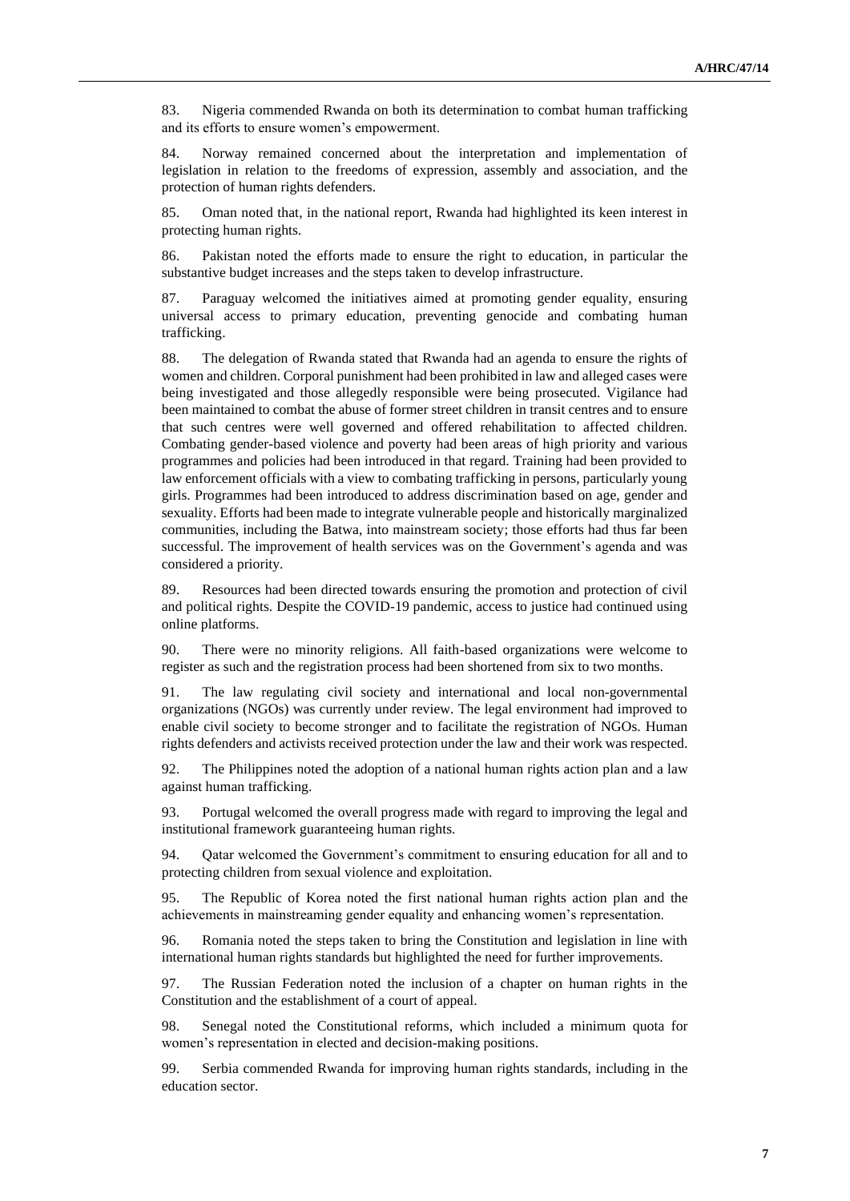83. Nigeria commended Rwanda on both its determination to combat human trafficking and its efforts to ensure women's empowerment.

84. Norway remained concerned about the interpretation and implementation of legislation in relation to the freedoms of expression, assembly and association, and the protection of human rights defenders.

85. Oman noted that, in the national report, Rwanda had highlighted its keen interest in protecting human rights.

86. Pakistan noted the efforts made to ensure the right to education, in particular the substantive budget increases and the steps taken to develop infrastructure.

87. Paraguay welcomed the initiatives aimed at promoting gender equality, ensuring universal access to primary education, preventing genocide and combating human trafficking.

88. The delegation of Rwanda stated that Rwanda had an agenda to ensure the rights of women and children. Corporal punishment had been prohibited in law and alleged cases were being investigated and those allegedly responsible were being prosecuted. Vigilance had been maintained to combat the abuse of former street children in transit centres and to ensure that such centres were well governed and offered rehabilitation to affected children. Combating gender-based violence and poverty had been areas of high priority and various programmes and policies had been introduced in that regard. Training had been provided to law enforcement officials with a view to combating trafficking in persons, particularly young girls. Programmes had been introduced to address discrimination based on age, gender and sexuality. Efforts had been made to integrate vulnerable people and historically marginalized communities, including the Batwa, into mainstream society; those efforts had thus far been successful. The improvement of health services was on the Government's agenda and was considered a priority.

89. Resources had been directed towards ensuring the promotion and protection of civil and political rights. Despite the COVID-19 pandemic, access to justice had continued using online platforms.

90. There were no minority religions. All faith-based organizations were welcome to register as such and the registration process had been shortened from six to two months.

91. The law regulating civil society and international and local non-governmental organizations (NGOs) was currently under review. The legal environment had improved to enable civil society to become stronger and to facilitate the registration of NGOs. Human rights defenders and activists received protection under the law and their work was respected.

92. The Philippines noted the adoption of a national human rights action plan and a law against human trafficking.

93. Portugal welcomed the overall progress made with regard to improving the legal and institutional framework guaranteeing human rights.

94. Qatar welcomed the Government's commitment to ensuring education for all and to protecting children from sexual violence and exploitation.

95. The Republic of Korea noted the first national human rights action plan and the achievements in mainstreaming gender equality and enhancing women's representation.

96. Romania noted the steps taken to bring the Constitution and legislation in line with international human rights standards but highlighted the need for further improvements.

97. The Russian Federation noted the inclusion of a chapter on human rights in the Constitution and the establishment of a court of appeal.

98. Senegal noted the Constitutional reforms, which included a minimum quota for women's representation in elected and decision-making positions.

99. Serbia commended Rwanda for improving human rights standards, including in the education sector.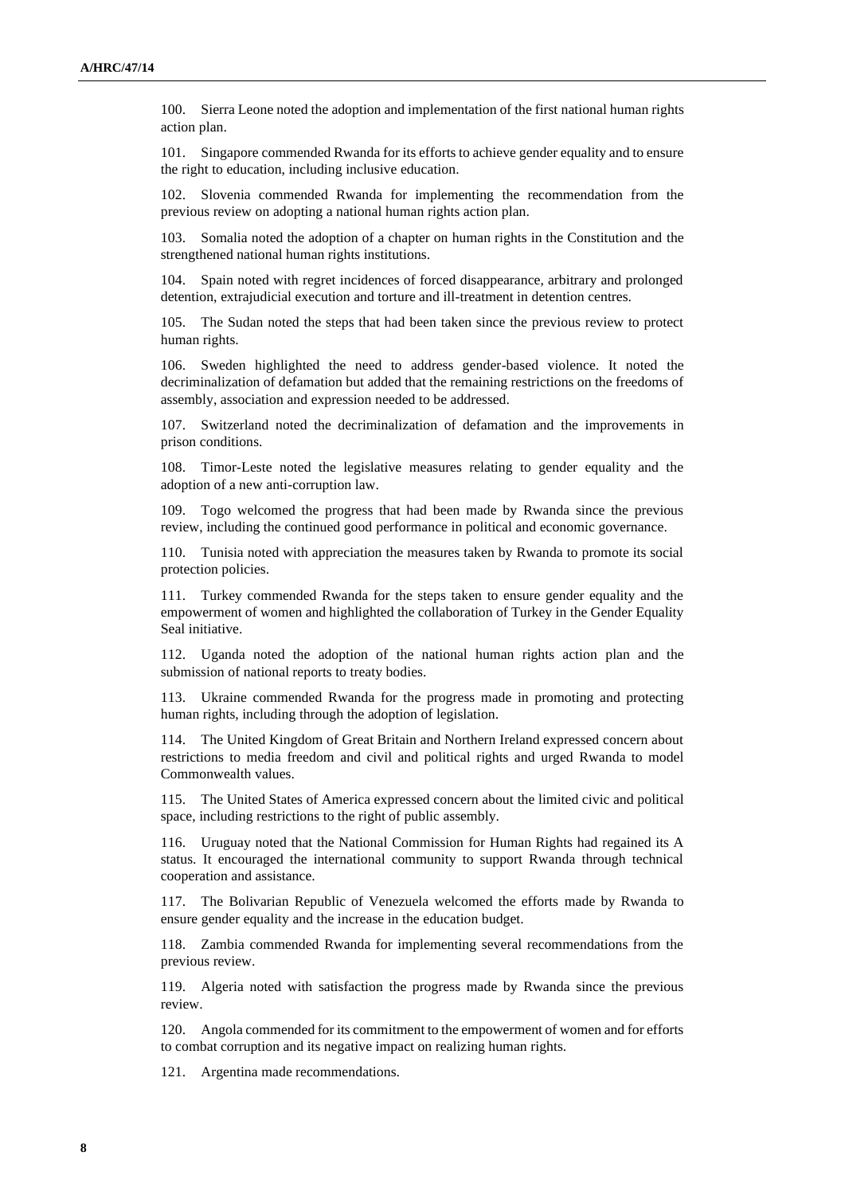100. Sierra Leone noted the adoption and implementation of the first national human rights action plan.

101. Singapore commended Rwanda for its efforts to achieve gender equality and to ensure the right to education, including inclusive education.

102. Slovenia commended Rwanda for implementing the recommendation from the previous review on adopting a national human rights action plan.

103. Somalia noted the adoption of a chapter on human rights in the Constitution and the strengthened national human rights institutions.

104. Spain noted with regret incidences of forced disappearance, arbitrary and prolonged detention, extrajudicial execution and torture and ill-treatment in detention centres.

105. The Sudan noted the steps that had been taken since the previous review to protect human rights.

106. Sweden highlighted the need to address gender-based violence. It noted the decriminalization of defamation but added that the remaining restrictions on the freedoms of assembly, association and expression needed to be addressed.

107. Switzerland noted the decriminalization of defamation and the improvements in prison conditions.

108. Timor-Leste noted the legislative measures relating to gender equality and the adoption of a new anti-corruption law.

109. Togo welcomed the progress that had been made by Rwanda since the previous review, including the continued good performance in political and economic governance.

110. Tunisia noted with appreciation the measures taken by Rwanda to promote its social protection policies.

111. Turkey commended Rwanda for the steps taken to ensure gender equality and the empowerment of women and highlighted the collaboration of Turkey in the Gender Equality Seal initiative.

112. Uganda noted the adoption of the national human rights action plan and the submission of national reports to treaty bodies.

113. Ukraine commended Rwanda for the progress made in promoting and protecting human rights, including through the adoption of legislation.

114. The United Kingdom of Great Britain and Northern Ireland expressed concern about restrictions to media freedom and civil and political rights and urged Rwanda to model Commonwealth values.

115. The United States of America expressed concern about the limited civic and political space, including restrictions to the right of public assembly.

116. Uruguay noted that the National Commission for Human Rights had regained its A status. It encouraged the international community to support Rwanda through technical cooperation and assistance.

117. The Bolivarian Republic of Venezuela welcomed the efforts made by Rwanda to ensure gender equality and the increase in the education budget.

118. Zambia commended Rwanda for implementing several recommendations from the previous review.

119. Algeria noted with satisfaction the progress made by Rwanda since the previous review.

120. Angola commended for its commitment to the empowerment of women and for efforts to combat corruption and its negative impact on realizing human rights.

121. Argentina made recommendations.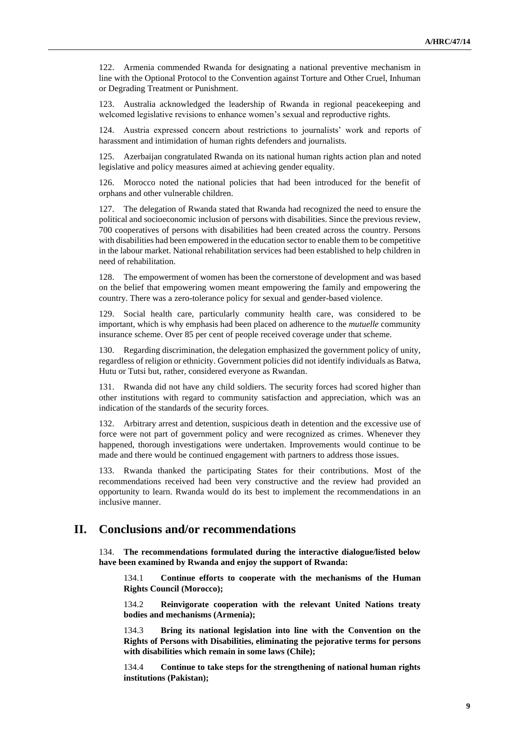122. Armenia commended Rwanda for designating a national preventive mechanism in line with the Optional Protocol to the Convention against Torture and Other Cruel, Inhuman or Degrading Treatment or Punishment.

123. Australia acknowledged the leadership of Rwanda in regional peacekeeping and welcomed legislative revisions to enhance women's sexual and reproductive rights.

124. Austria expressed concern about restrictions to journalists' work and reports of harassment and intimidation of human rights defenders and journalists.

125. Azerbaijan congratulated Rwanda on its national human rights action plan and noted legislative and policy measures aimed at achieving gender equality.

126. Morocco noted the national policies that had been introduced for the benefit of orphans and other vulnerable children.

127. The delegation of Rwanda stated that Rwanda had recognized the need to ensure the political and socioeconomic inclusion of persons with disabilities. Since the previous review, 700 cooperatives of persons with disabilities had been created across the country. Persons with disabilities had been empowered in the education sector to enable them to be competitive in the labour market. National rehabilitation services had been established to help children in need of rehabilitation.

128. The empowerment of women has been the cornerstone of development and was based on the belief that empowering women meant empowering the family and empowering the country. There was a zero-tolerance policy for sexual and gender-based violence.

129. Social health care, particularly community health care, was considered to be important, which is why emphasis had been placed on adherence to the *mutuelle* community insurance scheme. Over 85 per cent of people received coverage under that scheme.

130. Regarding discrimination, the delegation emphasized the government policy of unity, regardless of religion or ethnicity. Government policies did not identify individuals as Batwa, Hutu or Tutsi but, rather, considered everyone as Rwandan.

131. Rwanda did not have any child soldiers. The security forces had scored higher than other institutions with regard to community satisfaction and appreciation, which was an indication of the standards of the security forces.

132. Arbitrary arrest and detention, suspicious death in detention and the excessive use of force were not part of government policy and were recognized as crimes. Whenever they happened, thorough investigations were undertaken. Improvements would continue to be made and there would be continued engagement with partners to address those issues.

133. Rwanda thanked the participating States for their contributions. Most of the recommendations received had been very constructive and the review had provided an opportunity to learn. Rwanda would do its best to implement the recommendations in an inclusive manner.

## II. Conclusions and/or recommendations

134. **The recommendations formulated during the interactive dialogue/listed below have been examined by Rwanda and enjoy the support of Rwanda:**

134.1 **Continue efforts to cooperate with the mechanisms of the Human Rights Council (Morocco);**

134.2 **Reinvigorate cooperation with the relevant United Nations treaty bodies and mechanisms (Armenia);**

134.3 **Bring its national legislation into line with the Convention on the Rights of Persons with Disabilities, eliminating the pejorative terms for persons with disabilities which remain in some laws (Chile);**

134.4 **Continue to take steps for the strengthening of national human rights institutions (Pakistan);**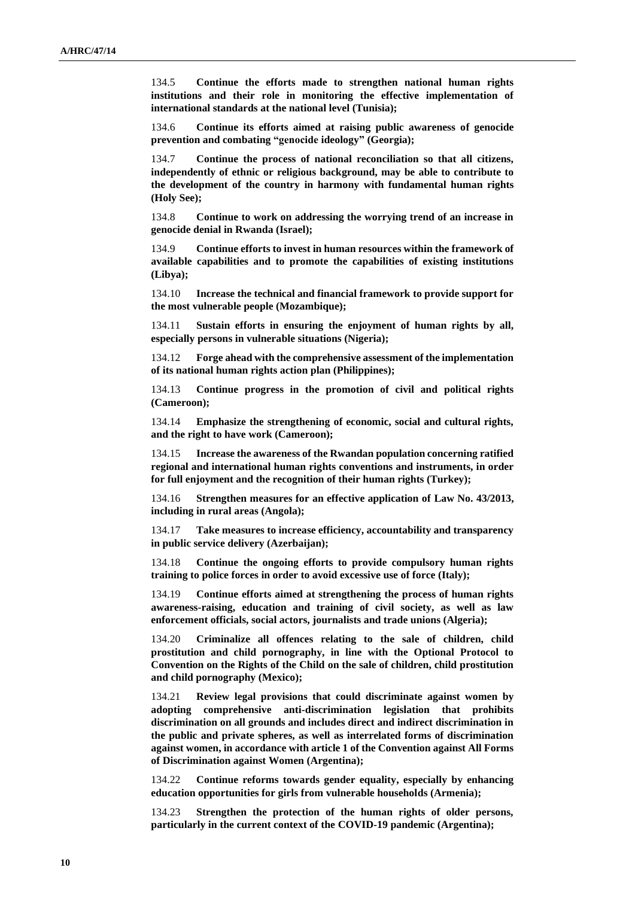134.5 **Continue the efforts made to strengthen national human rights institutions and their role in monitoring the effective implementation of international standards at the national level (Tunisia);**

134.6 **Continue its efforts aimed at raising public awareness of genocide prevention and combating "genocide ideology" (Georgia);**

134.7 **Continue the process of national reconciliation so that all citizens, independently of ethnic or religious background, may be able to contribute to the development of the country in harmony with fundamental human rights (Holy See);**

134.8 **Continue to work on addressing the worrying trend of an increase in genocide denial in Rwanda (Israel);**

134.9 **Continue efforts to invest in human resources within the framework of available capabilities and to promote the capabilities of existing institutions (Libya);**

134.10 **Increase the technical and financial framework to provide support for the most vulnerable people (Mozambique);**

134.11 **Sustain efforts in ensuring the enjoyment of human rights by all, especially persons in vulnerable situations (Nigeria);**

134.12 **Forge ahead with the comprehensive assessment of the implementation of its national human rights action plan (Philippines);**

134.13 **Continue progress in the promotion of civil and political rights (Cameroon);**

134.14 **Emphasize the strengthening of economic, social and cultural rights, and the right to have work (Cameroon);**

134.15 **Increase the awareness of the Rwandan population concerning ratified regional and international human rights conventions and instruments, in order for full enjoyment and the recognition of their human rights (Turkey);**

134.16 **Strengthen measures for an effective application of Law No. 43/2013, including in rural areas (Angola);**

134.17 **Take measures to increase efficiency, accountability and transparency in public service delivery (Azerbaijan);**

134.18 **Continue the ongoing efforts to provide compulsory human rights training to police forces in order to avoid excessive use of force (Italy);**

134.19 **Continue efforts aimed at strengthening the process of human rights awareness-raising, education and training of civil society, as well as law enforcement officials, social actors, journalists and trade unions (Algeria);**

134.20 **Criminalize all offences relating to the sale of children, child prostitution and child pornography, in line with the Optional Protocol to Convention on the Rights of the Child on the sale of children, child prostitution and child pornography (Mexico);**

134.21 **Review legal provisions that could discriminate against women by adopting comprehensive anti-discrimination legislation that prohibits discrimination on all grounds and includes direct and indirect discrimination in the public and private spheres, as well as interrelated forms of discrimination against women, in accordance with article 1 of the Convention against All Forms of Discrimination against Women (Argentina);**

134.22 **Continue reforms towards gender equality, especially by enhancing education opportunities for girls from vulnerable households (Armenia);**

134.23 **Strengthen the protection of the human rights of older persons, particularly in the current context of the COVID-19 pandemic (Argentina);**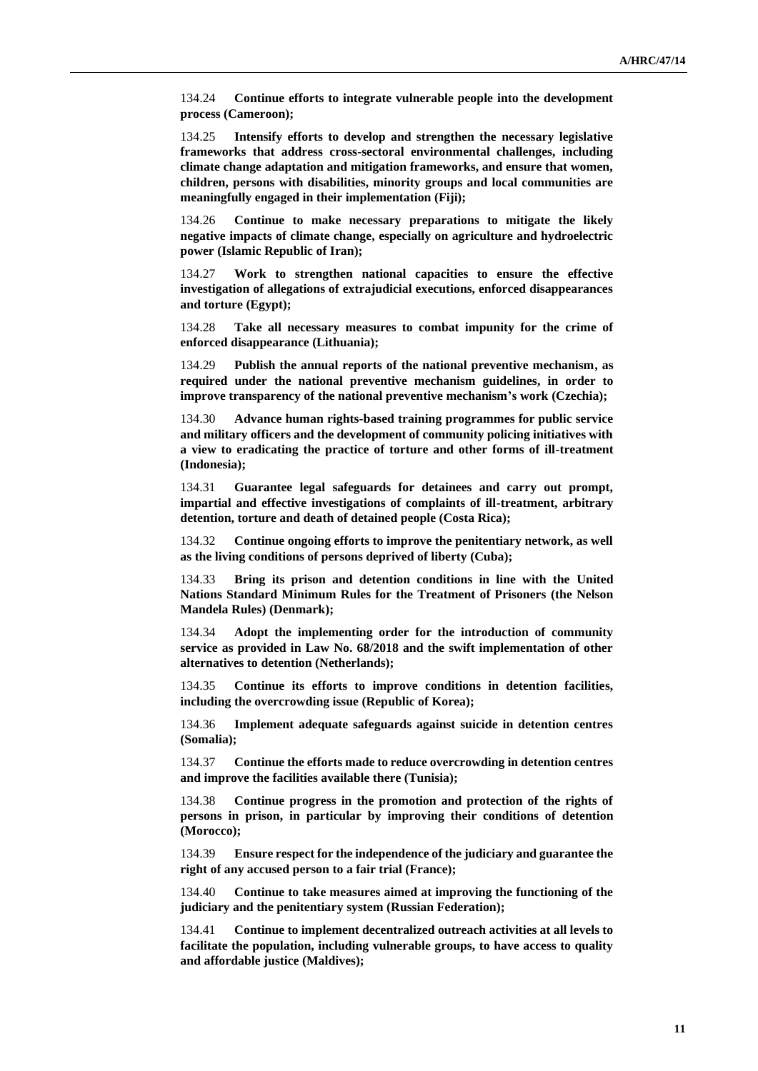134.24 **Continue efforts to integrate vulnerable people into the development process (Cameroon);**

134.25 **Intensify efforts to develop and strengthen the necessary legislative frameworks that address cross-sectoral environmental challenges, including climate change adaptation and mitigation frameworks, and ensure that women, children, persons with disabilities, minority groups and local communities are meaningfully engaged in their implementation (Fiji);**

134.26 **Continue to make necessary preparations to mitigate the likely negative impacts of climate change, especially on agriculture and hydroelectric power (Islamic Republic of Iran);**

134.27 **Work to strengthen national capacities to ensure the effective investigation of allegations of extrajudicial executions, enforced disappearances and torture (Egypt);**

134.28 **Take all necessary measures to combat impunity for the crime of enforced disappearance (Lithuania);**

134.29 **Publish the annual reports of the national preventive mechanism, as required under the national preventive mechanism guidelines, in order to improve transparency of the national preventive mechanism's work (Czechia);**

134.30 **Advance human rights-based training programmes for public service and military officers and the development of community policing initiatives with a view to eradicating the practice of torture and other forms of ill-treatment (Indonesia);**

134.31 **Guarantee legal safeguards for detainees and carry out prompt, impartial and effective investigations of complaints of ill-treatment, arbitrary detention, torture and death of detained people (Costa Rica);**

134.32 **Continue ongoing efforts to improve the penitentiary network, as well as the living conditions of persons deprived of liberty (Cuba);**

134.33 **Bring its prison and detention conditions in line with the United Nations Standard Minimum Rules for the Treatment of Prisoners (the Nelson Mandela Rules) (Denmark);**

134.34 **Adopt the implementing order for the introduction of community service as provided in Law No. 68/2018 and the swift implementation of other alternatives to detention (Netherlands);**

134.35 **Continue its efforts to improve conditions in detention facilities, including the overcrowding issue (Republic of Korea);**

134.36 **Implement adequate safeguards against suicide in detention centres (Somalia);**

134.37 **Continue the efforts made to reduce overcrowding in detention centres and improve the facilities available there (Tunisia);**

134.38 **Continue progress in the promotion and protection of the rights of persons in prison, in particular by improving their conditions of detention (Morocco);**

134.39 **Ensure respect for the independence of the judiciary and guarantee the right of any accused person to a fair trial (France);**

134.40 **Continue to take measures aimed at improving the functioning of the judiciary and the penitentiary system (Russian Federation);**

134.41 **Continue to implement decentralized outreach activities at all levels to facilitate the population, including vulnerable groups, to have access to quality and affordable justice (Maldives);**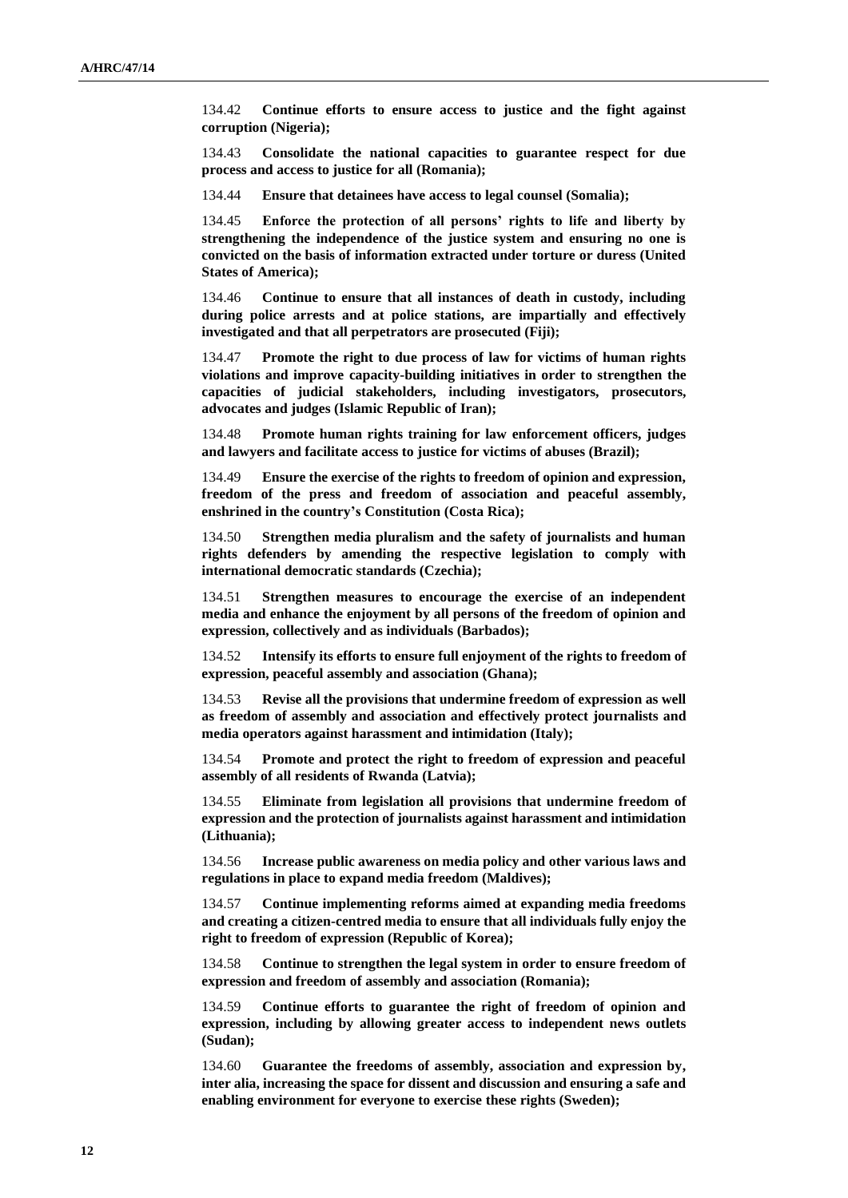134.42 **Continue efforts to ensure access to justice and the fight against corruption (Nigeria);**

134.43 **Consolidate the national capacities to guarantee respect for due process and access to justice for all (Romania);**

134.44 **Ensure that detainees have access to legal counsel (Somalia);**

134.45 **Enforce the protection of all persons' rights to life and liberty by strengthening the independence of the justice system and ensuring no one is convicted on the basis of information extracted under torture or duress (United States of America);**

134.46 **Continue to ensure that all instances of death in custody, including during police arrests and at police stations, are impartially and effectively investigated and that all perpetrators are prosecuted (Fiji);**

134.47 **Promote the right to due process of law for victims of human rights violations and improve capacity-building initiatives in order to strengthen the capacities of judicial stakeholders, including investigators, prosecutors, advocates and judges (Islamic Republic of Iran);**

134.48 **Promote human rights training for law enforcement officers, judges and lawyers and facilitate access to justice for victims of abuses (Brazil);**

134.49 **Ensure the exercise of the rights to freedom of opinion and expression, freedom of the press and freedom of association and peaceful assembly, enshrined in the country's Constitution (Costa Rica);**

134.50 **Strengthen media pluralism and the safety of journalists and human rights defenders by amending the respective legislation to comply with international democratic standards (Czechia);**

134.51 **Strengthen measures to encourage the exercise of an independent media and enhance the enjoyment by all persons of the freedom of opinion and expression, collectively and as individuals (Barbados);**

134.52 **Intensify its efforts to ensure full enjoyment of the rights to freedom of expression, peaceful assembly and association (Ghana);**

134.53 **Revise all the provisions that undermine freedom of expression as well as freedom of assembly and association and effectively protect journalists and media operators against harassment and intimidation (Italy);**

134.54 **Promote and protect the right to freedom of expression and peaceful assembly of all residents of Rwanda (Latvia);**

134.55 **Eliminate from legislation all provisions that undermine freedom of expression and the protection of journalists against harassment and intimidation (Lithuania);**

134.56 **Increase public awareness on media policy and other various laws and regulations in place to expand media freedom (Maldives);**

134.57 **Continue implementing reforms aimed at expanding media freedoms and creating a citizen-centred media to ensure that all individuals fully enjoy the right to freedom of expression (Republic of Korea);**

134.58 **Continue to strengthen the legal system in order to ensure freedom of expression and freedom of assembly and association (Romania);**

134.59 **Continue efforts to guarantee the right of freedom of opinion and expression, including by allowing greater access to independent news outlets (Sudan);**

134.60 **Guarantee the freedoms of assembly, association and expression by, inter alia, increasing the space for dissent and discussion and ensuring a safe and enabling environment for everyone to exercise these rights (Sweden);**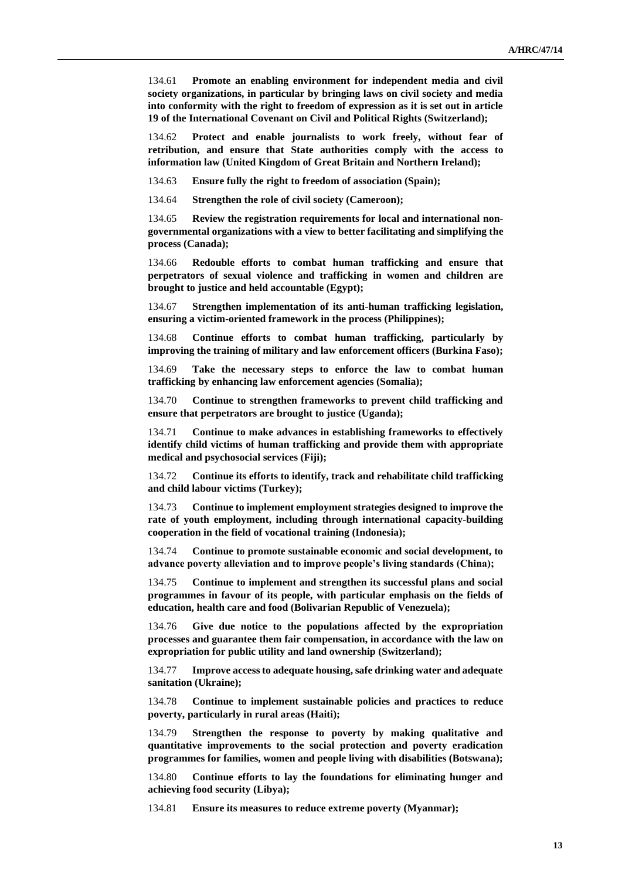134.61 **Promote an enabling environment for independent media and civil society organizations, in particular by bringing laws on civil society and media into conformity with the right to freedom of expression as it is set out in article 19 of the International Covenant on Civil and Political Rights (Switzerland);**

134.62 **Protect and enable journalists to work freely, without fear of retribution, and ensure that State authorities comply with the access to information law (United Kingdom of Great Britain and Northern Ireland);**

134.63 **Ensure fully the right to freedom of association (Spain);**

134.64 **Strengthen the role of civil society (Cameroon);**

134.65 **Review the registration requirements for local and international non-governmental organizations with a view to better facilitating and simplifying the process (Canada);**

134.66 **Redouble efforts to combat human trafficking and ensure that perpetrators of sexual violence and trafficking in women and children are brought to justice and held accountable (Egypt);**

134.67 **Strengthen implementation of its anti-human trafficking legislation, ensuring a victim-oriented framework in the process (Philippines);**

134.68 **Continue efforts to combat human trafficking, particularly by improving the training of military and law enforcement officers (Burkina Faso);**

134.69 **Take the necessary steps to enforce the law to combat human trafficking by enhancing law enforcement agencies (Somalia);**

134.70 **Continue to strengthen frameworks to prevent child trafficking and ensure that perpetrators are brought to justice (Uganda);**

134.71 **Continue to make advances in establishing frameworks to effectively identify child victims of human trafficking and provide them with appropriate medical and psychosocial services (Fiji);**

134.72 **Continue its efforts to identify, track and rehabilitate child trafficking and child labour victims (Turkey);**

134.73 **Continue to implement employment strategies designed to improve the rate of youth employment, including through international capacity-building cooperation in the field of vocational training (Indonesia);**

134.74 **Continue to promote sustainable economic and social development, to advance poverty alleviation and to improve people's living standards (China);**

134.75 **Continue to implement and strengthen its successful plans and social programmes in favour of its people, with particular emphasis on the fields of education, health care and food (Bolivarian Republic of Venezuela);**

134.76 **Give due notice to the populations affected by the expropriation processes and guarantee them fair compensation, in accordance with the law on expropriation for public utility and land ownership (Switzerland);**

134.77 **Improve access to adequate housing, safe drinking water and adequate sanitation (Ukraine);**

134.78 **Continue to implement sustainable policies and practices to reduce poverty, particularly in rural areas (Haiti);**

134.79 **Strengthen the response to poverty by making qualitative and quantitative improvements to the social protection and poverty eradication programmes for families, women and people living with disabilities (Botswana);**

134.80 **Continue efforts to lay the foundations for eliminating hunger and achieving food security (Libya);**

134.81 **Ensure its measures to reduce extreme poverty (Myanmar);**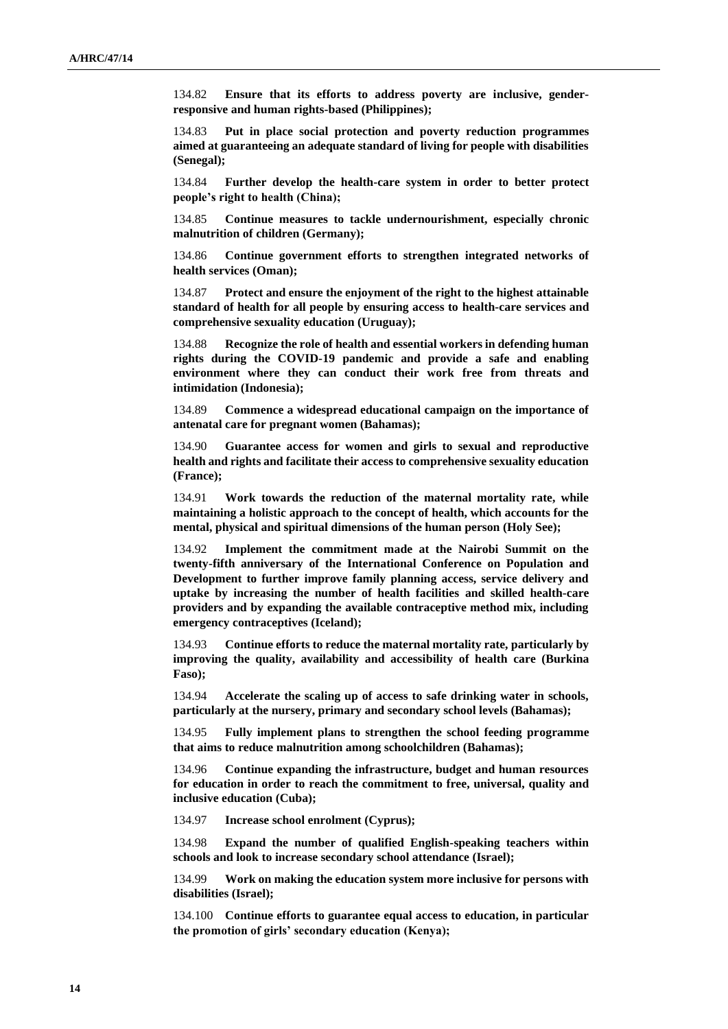134.82 **Ensure that its efforts to address poverty are inclusive, gender-responsive and human rights-based (Philippines);**

134.83 **Put in place social protection and poverty reduction programmes aimed at guaranteeing an adequate standard of living for people with disabilities (Senegal);**

134.84 **Further develop the health-care system in order to better protect people's right to health (China);**

134.85 **Continue measures to tackle undernourishment, especially chronic malnutrition of children (Germany);**

134.86 **Continue government efforts to strengthen integrated networks of health services (Oman);**

134.87 **Protect and ensure the enjoyment of the right to the highest attainable standard of health for all people by ensuring access to health-care services and comprehensive sexuality education (Uruguay);**

134.88 **Recognize the role of health and essential workers in defending human rights during the COVID-19 pandemic and provide a safe and enabling environment where they can conduct their work free from threats and intimidation (Indonesia);**

134.89 **Commence a widespread educational campaign on the importance of antenatal care for pregnant women (Bahamas);**

134.90 **Guarantee access for women and girls to sexual and reproductive health and rights and facilitate their access to comprehensive sexuality education (France);**

134.91 **Work towards the reduction of the maternal mortality rate, while maintaining a holistic approach to the concept of health, which accounts for the mental, physical and spiritual dimensions of the human person (Holy See);**

134.92 **Implement the commitment made at the Nairobi Summit on the twenty-fifth anniversary of the International Conference on Population and Development to further improve family planning access, service delivery and uptake by increasing the number of health facilities and skilled health-care providers and by expanding the available contraceptive method mix, including emergency contraceptives (Iceland);**

134.93 **Continue efforts to reduce the maternal mortality rate, particularly by improving the quality, availability and accessibility of health care (Burkina Faso);**

134.94 **Accelerate the scaling up of access to safe drinking water in schools, particularly at the nursery, primary and secondary school levels (Bahamas);**

134.95 **Fully implement plans to strengthen the school feeding programme that aims to reduce malnutrition among schoolchildren (Bahamas);**

134.96 **Continue expanding the infrastructure, budget and human resources for education in order to reach the commitment to free, universal, quality and inclusive education (Cuba);**

134.97 **Increase school enrolment (Cyprus);**

134.98 **Expand the number of qualified English-speaking teachers within schools and look to increase secondary school attendance (Israel);**

134.99 **Work on making the education system more inclusive for persons with disabilities (Israel);**

134.100 **Continue efforts to guarantee equal access to education, in particular the promotion of girls' secondary education (Kenya);**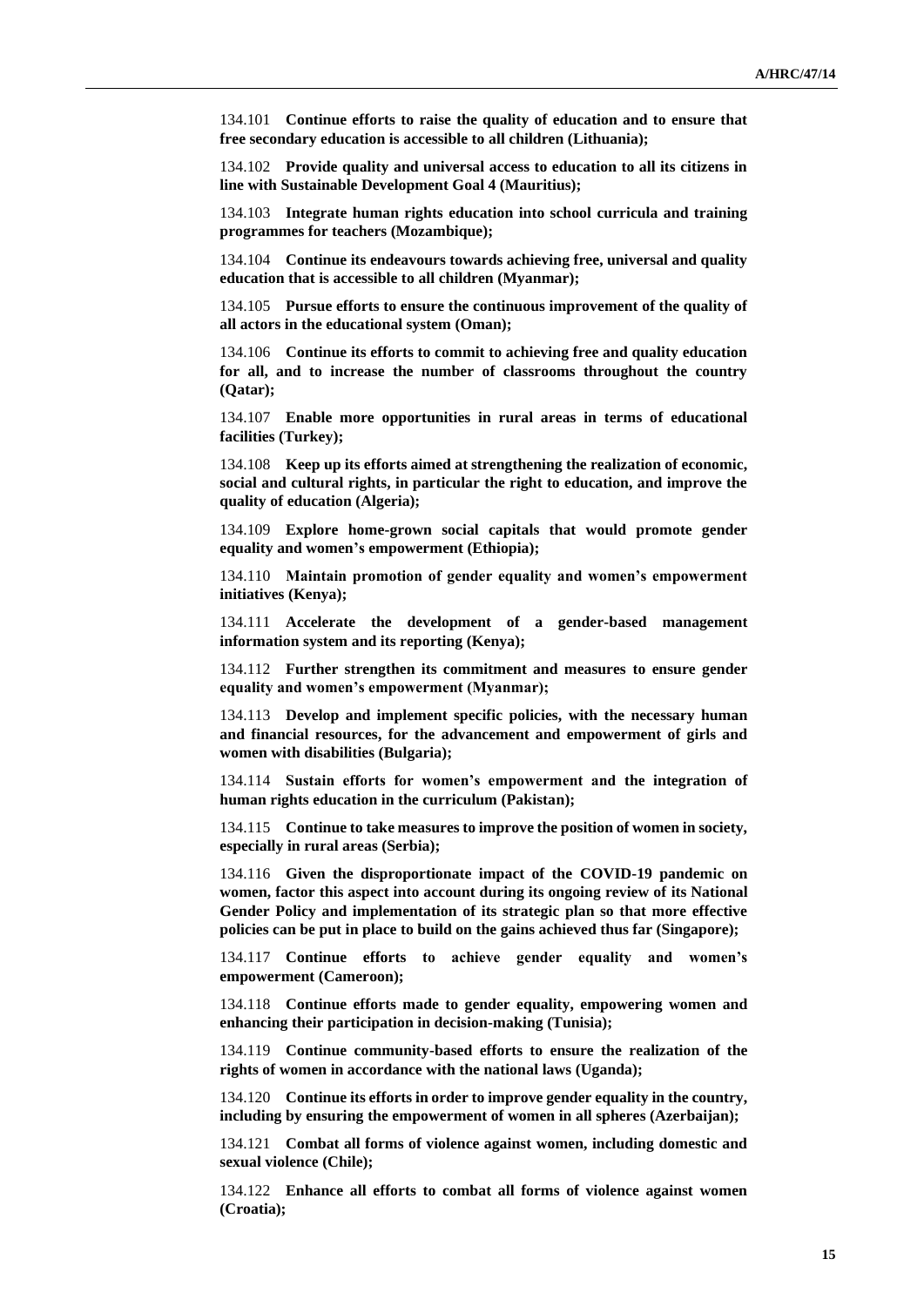134.101 **Continue efforts to raise the quality of education and to ensure that free secondary education is accessible to all children (Lithuania);**

134.102 **Provide quality and universal access to education to all its citizens in line with Sustainable Development Goal 4 (Mauritius);**

134.103 **Integrate human rights education into school curricula and training programmes for teachers (Mozambique);**

134.104 **Continue its endeavours towards achieving free, universal and quality education that is accessible to all children (Myanmar);**

134.105 **Pursue efforts to ensure the continuous improvement of the quality of all actors in the educational system (Oman);**

134.106 **Continue its efforts to commit to achieving free and quality education for all, and to increase the number of classrooms throughout the country (Qatar);**

134.107 **Enable more opportunities in rural areas in terms of educational facilities (Turkey);**

134.108 **Keep up its efforts aimed at strengthening the realization of economic, social and cultural rights, in particular the right to education, and improve the quality of education (Algeria);**

134.109 **Explore home-grown social capitals that would promote gender equality and women's empowerment (Ethiopia);**

134.110 **Maintain promotion of gender equality and women's empowerment initiatives (Kenya);**

134.111 **Accelerate the development of a gender-based management information system and its reporting (Kenya);**

134.112 **Further strengthen its commitment and measures to ensure gender equality and women's empowerment (Myanmar);**

134.113 **Develop and implement specific policies, with the necessary human and financial resources, for the advancement and empowerment of girls and women with disabilities (Bulgaria);**

134.114 **Sustain efforts for women's empowerment and the integration of human rights education in the curriculum (Pakistan);**

134.115 **Continue to take measures to improve the position of women in society, especially in rural areas (Serbia);**

134.116 **Given the disproportionate impact of the COVID-19 pandemic on women, factor this aspect into account during its ongoing review of its National Gender Policy and implementation of its strategic plan so that more effective policies can be put in place to build on the gains achieved thus far (Singapore);**

134.117 **Continue efforts to achieve gender equality and women's empowerment (Cameroon);**

134.118 **Continue efforts made to gender equality, empowering women and enhancing their participation in decision-making (Tunisia);**

134.119 **Continue community-based efforts to ensure the realization of the rights of women in accordance with the national laws (Uganda);**

134.120 **Continue its efforts in order to improve gender equality in the country, including by ensuring the empowerment of women in all spheres (Azerbaijan);**

134.121 **Combat all forms of violence against women, including domestic and sexual violence (Chile);**

134.122 **Enhance all efforts to combat all forms of violence against women (Croatia);**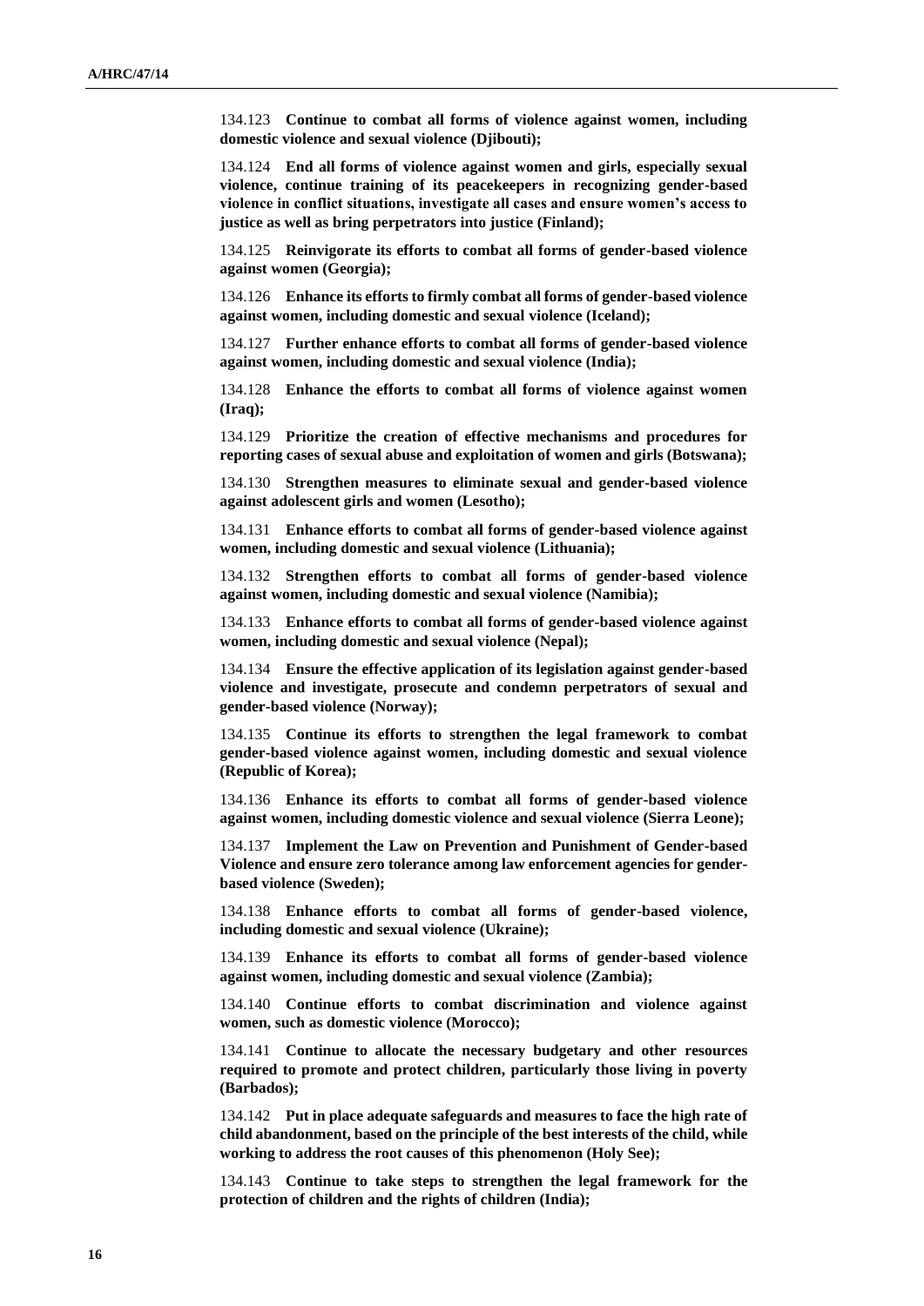134.123 **Continue to combat all forms of violence against women, including domestic violence and sexual violence (Djibouti);**

134.124 **End all forms of violence against women and girls, especially sexual violence, continue training of its peacekeepers in recognizing gender-based violence in conflict situations, investigate all cases and ensure women's access to justice as well as bring perpetrators into justice (Finland);**

134.125 **Reinvigorate its efforts to combat all forms of gender-based violence against women (Georgia);**

134.126 **Enhance its efforts to firmly combat all forms of gender-based violence against women, including domestic and sexual violence (Iceland);**

134.127 **Further enhance efforts to combat all forms of gender-based violence against women, including domestic and sexual violence (India);**

134.128 **Enhance the efforts to combat all forms of violence against women (Iraq);**

134.129 **Prioritize the creation of effective mechanisms and procedures for reporting cases of sexual abuse and exploitation of women and girls (Botswana);**

134.130 **Strengthen measures to eliminate sexual and gender-based violence against adolescent girls and women (Lesotho);**

134.131 **Enhance efforts to combat all forms of gender-based violence against women, including domestic and sexual violence (Lithuania);**

134.132 **Strengthen efforts to combat all forms of gender-based violence against women, including domestic and sexual violence (Namibia);**

134.133 **Enhance efforts to combat all forms of gender-based violence against women, including domestic and sexual violence (Nepal);**

134.134 **Ensure the effective application of its legislation against gender-based violence and investigate, prosecute and condemn perpetrators of sexual and gender-based violence (Norway);**

134.135 **Continue its efforts to strengthen the legal framework to combat gender-based violence against women, including domestic and sexual violence (Republic of Korea);**

134.136 **Enhance its efforts to combat all forms of gender-based violence against women, including domestic violence and sexual violence (Sierra Leone);**

134.137 **Implement the Law on Prevention and Punishment of Gender-based Violence and ensure zero tolerance among law enforcement agencies for gender-based violence (Sweden);**

134.138 **Enhance efforts to combat all forms of gender-based violence, including domestic and sexual violence (Ukraine);**

134.139 **Enhance its efforts to combat all forms of gender-based violence against women, including domestic and sexual violence (Zambia);**

134.140 **Continue efforts to combat discrimination and violence against women, such as domestic violence (Morocco);**

134.141 **Continue to allocate the necessary budgetary and other resources required to promote and protect children, particularly those living in poverty (Barbados);**

134.142 **Put in place adequate safeguards and measures to face the high rate of child abandonment, based on the principle of the best interests of the child, while working to address the root causes of this phenomenon (Holy See);**

134.143 **Continue to take steps to strengthen the legal framework for the protection of children and the rights of children (India);**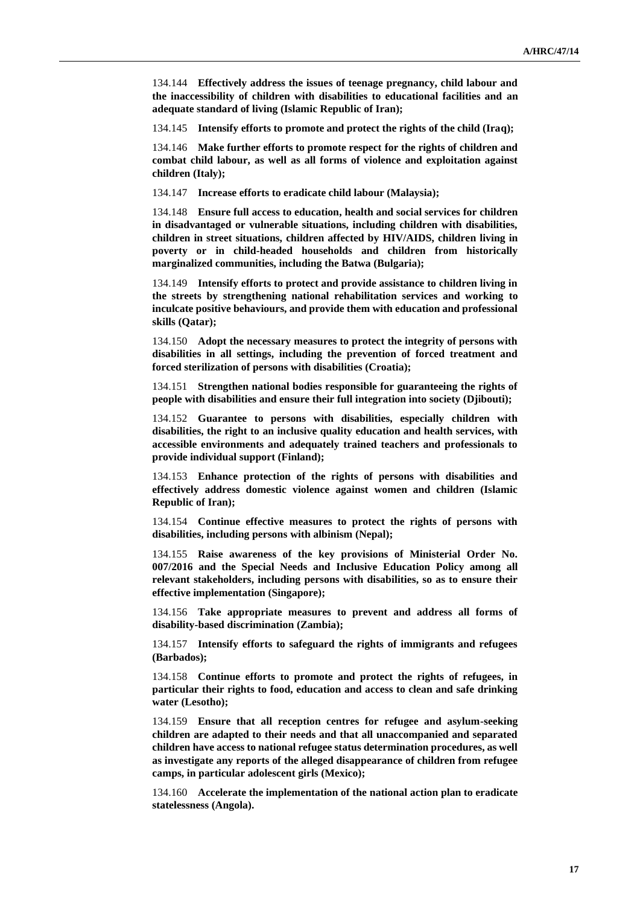134.144 **Effectively address the issues of teenage pregnancy, child labour and the inaccessibility of children with disabilities to educational facilities and an adequate standard of living (Islamic Republic of Iran);**

134.145 **Intensify efforts to promote and protect the rights of the child (Iraq);**

134.146 **Make further efforts to promote respect for the rights of children and combat child labour, as well as all forms of violence and exploitation against children (Italy);**

134.147 **Increase efforts to eradicate child labour (Malaysia);**

134.148 **Ensure full access to education, health and social services for children in disadvantaged or vulnerable situations, including children with disabilities, children in street situations, children affected by HIV/AIDS, children living in poverty or in child-headed households and children from historically marginalized communities, including the Batwa (Bulgaria);**

134.149 **Intensify efforts to protect and provide assistance to children living in the streets by strengthening national rehabilitation services and working to inculcate positive behaviours, and provide them with education and professional skills (Qatar);**

134.150 **Adopt the necessary measures to protect the integrity of persons with disabilities in all settings, including the prevention of forced treatment and forced sterilization of persons with disabilities (Croatia);**

134.151 **Strengthen national bodies responsible for guaranteeing the rights of people with disabilities and ensure their full integration into society (Djibouti);**

134.152 **Guarantee to persons with disabilities, especially children with disabilities, the right to an inclusive quality education and health services, with accessible environments and adequately trained teachers and professionals to provide individual support (Finland);**

134.153 **Enhance protection of the rights of persons with disabilities and effectively address domestic violence against women and children (Islamic Republic of Iran);**

134.154 **Continue effective measures to protect the rights of persons with disabilities, including persons with albinism (Nepal);**

134.155 **Raise awareness of the key provisions of Ministerial Order No. 007/2016 and the Special Needs and Inclusive Education Policy among all relevant stakeholders, including persons with disabilities, so as to ensure their effective implementation (Singapore);**

134.156 **Take appropriate measures to prevent and address all forms of disability-based discrimination (Zambia);**

134.157 **Intensify efforts to safeguard the rights of immigrants and refugees (Barbados);**

134.158 **Continue efforts to promote and protect the rights of refugees, in particular their rights to food, education and access to clean and safe drinking water (Lesotho);**

134.159 **Ensure that all reception centres for refugee and asylum-seeking children are adapted to their needs and that all unaccompanied and separated children have access to national refugee status determination procedures, as well as investigate any reports of the alleged disappearance of children from refugee camps, in particular adolescent girls (Mexico);**

134.160 **Accelerate the implementation of the national action plan to eradicate statelessness (Angola).**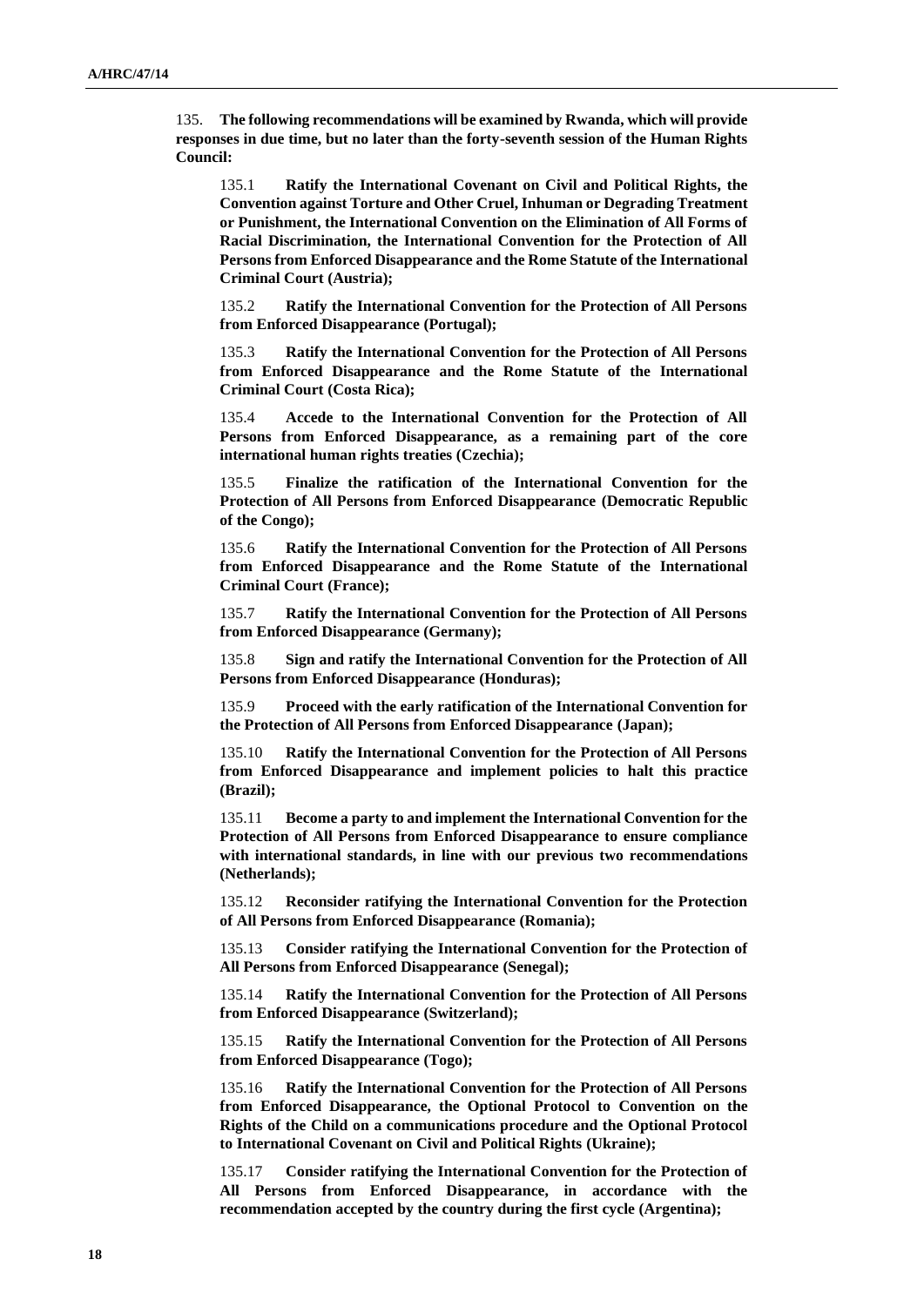135. **The following recommendations will be examined by Rwanda, which will provide responses in due time, but no later than the forty-seventh session of the Human Rights Council:**

135.1 **Ratify the International Covenant on Civil and Political Rights, the Convention against Torture and Other Cruel, Inhuman or Degrading Treatment or Punishment, the International Convention on the Elimination of All Forms of Racial Discrimination, the International Convention for the Protection of All Persons from Enforced Disappearance and the Rome Statute of the International Criminal Court (Austria);**

135.2 **Ratify the International Convention for the Protection of All Persons from Enforced Disappearance (Portugal);**

135.3 **Ratify the International Convention for the Protection of All Persons from Enforced Disappearance and the Rome Statute of the International Criminal Court (Costa Rica);**

135.4 **Accede to the International Convention for the Protection of All Persons from Enforced Disappearance, as a remaining part of the core international human rights treaties (Czechia);**

135.5 **Finalize the ratification of the International Convention for the Protection of All Persons from Enforced Disappearance (Democratic Republic of the Congo);**

135.6 **Ratify the International Convention for the Protection of All Persons from Enforced Disappearance and the Rome Statute of the International Criminal Court (France);**

135.7 **Ratify the International Convention for the Protection of All Persons from Enforced Disappearance (Germany);**

135.8 **Sign and ratify the International Convention for the Protection of All Persons from Enforced Disappearance (Honduras);**

135.9 **Proceed with the early ratification of the International Convention for the Protection of All Persons from Enforced Disappearance (Japan);**

135.10 **Ratify the International Convention for the Protection of All Persons from Enforced Disappearance and implement policies to halt this practice (Brazil);**

135.11 **Become a party to and implement the International Convention for the Protection of All Persons from Enforced Disappearance to ensure compliance with international standards, in line with our previous two recommendations (Netherlands);**

135.12 **Reconsider ratifying the International Convention for the Protection of All Persons from Enforced Disappearance (Romania);**

135.13 **Consider ratifying the International Convention for the Protection of All Persons from Enforced Disappearance (Senegal);**

135.14 **Ratify the International Convention for the Protection of All Persons from Enforced Disappearance (Switzerland);**

135.15 **Ratify the International Convention for the Protection of All Persons from Enforced Disappearance (Togo);**

135.16 **Ratify the International Convention for the Protection of All Persons from Enforced Disappearance, the Optional Protocol to Convention on the Rights of the Child on a communications procedure and the Optional Protocol to International Covenant on Civil and Political Rights (Ukraine);**

135.17 **Consider ratifying the International Convention for the Protection of All Persons from Enforced Disappearance, in accordance with the recommendation accepted by the country during the first cycle (Argentina);**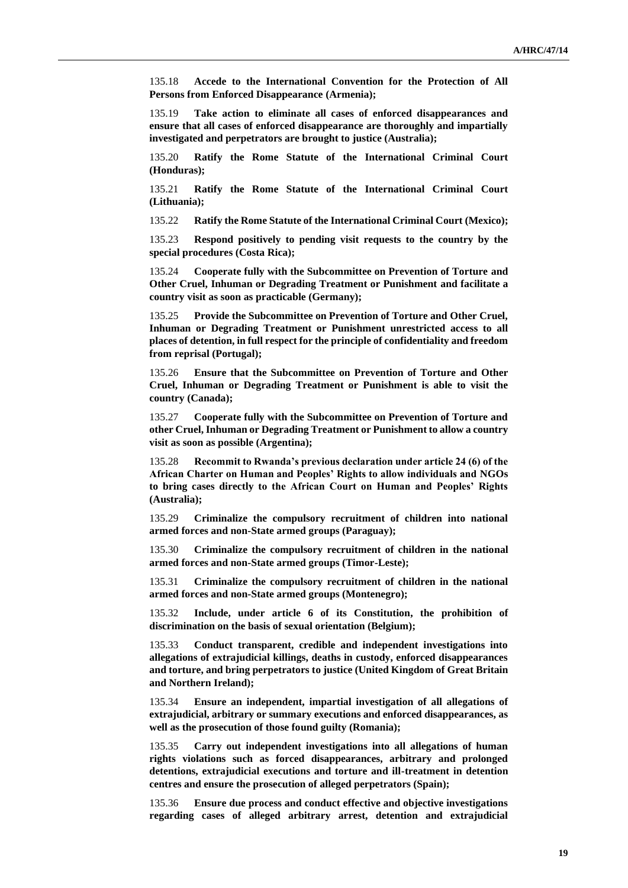135.18 **Accede to the International Convention for the Protection of All Persons from Enforced Disappearance (Armenia);**

135.19 **Take action to eliminate all cases of enforced disappearances and ensure that all cases of enforced disappearance are thoroughly and impartially investigated and perpetrators are brought to justice (Australia);**

135.20 **Ratify the Rome Statute of the International Criminal Court (Honduras);**

135.21 **Ratify the Rome Statute of the International Criminal Court (Lithuania);**

135.22 **Ratify the Rome Statute of the International Criminal Court (Mexico);**

135.23 **Respond positively to pending visit requests to the country by the special procedures (Costa Rica);**

135.24 **Cooperate fully with the Subcommittee on Prevention of Torture and Other Cruel, Inhuman or Degrading Treatment or Punishment and facilitate a country visit as soon as practicable (Germany);**

135.25 **Provide the Subcommittee on Prevention of Torture and Other Cruel, Inhuman or Degrading Treatment or Punishment unrestricted access to all places of detention, in full respect for the principle of confidentiality and freedom from reprisal (Portugal);**

135.26 **Ensure that the Subcommittee on Prevention of Torture and Other Cruel, Inhuman or Degrading Treatment or Punishment is able to visit the country (Canada);**

135.27 **Cooperate fully with the Subcommittee on Prevention of Torture and other Cruel, Inhuman or Degrading Treatment or Punishment to allow a country visit as soon as possible (Argentina);**

135.28 **Recommit to Rwanda's previous declaration under article 24 (6) of the African Charter on Human and Peoples' Rights to allow individuals and NGOs to bring cases directly to the African Court on Human and Peoples' Rights (Australia);**

135.29 **Criminalize the compulsory recruitment of children into national armed forces and non-State armed groups (Paraguay);**

135.30 **Criminalize the compulsory recruitment of children in the national armed forces and non-State armed groups (Timor-Leste);**

135.31 **Criminalize the compulsory recruitment of children in the national armed forces and non-State armed groups (Montenegro);**

135.32 **Include, under article 6 of its Constitution, the prohibition of discrimination on the basis of sexual orientation (Belgium);**

135.33 **Conduct transparent, credible and independent investigations into allegations of extrajudicial killings, deaths in custody, enforced disappearances and torture, and bring perpetrators to justice (United Kingdom of Great Britain and Northern Ireland);**

135.34 **Ensure an independent, impartial investigation of all allegations of extrajudicial, arbitrary or summary executions and enforced disappearances, as well as the prosecution of those found guilty (Romania);**

135.35 **Carry out independent investigations into all allegations of human rights violations such as forced disappearances, arbitrary and prolonged detentions, extrajudicial executions and torture and ill-treatment in detention centres and ensure the prosecution of alleged perpetrators (Spain);**

135.36 **Ensure due process and conduct effective and objective investigations regarding cases of alleged arbitrary arrest, detention and extrajudicial**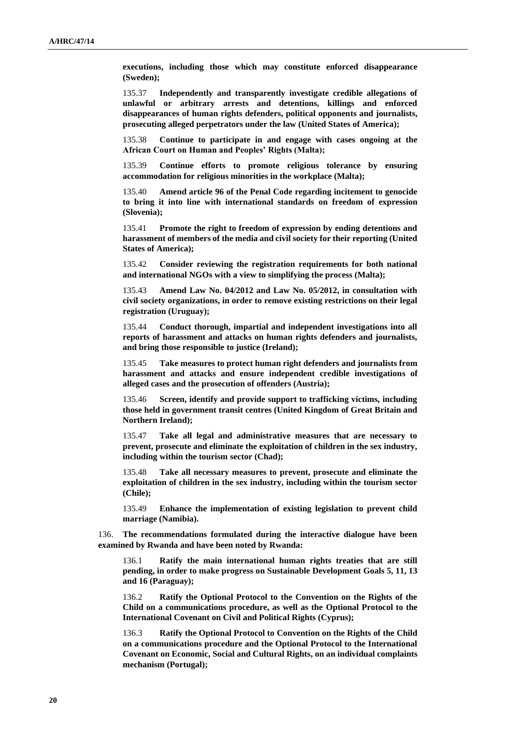**executions, including those which may constitute enforced disappearance (Sweden);**

135.37 **Independently and transparently investigate credible allegations of unlawful or arbitrary arrests and detentions, killings and enforced disappearances of human rights defenders, political opponents and journalists, prosecuting alleged perpetrators under the law (United States of America);**

135.38 **Continue to participate in and engage with cases ongoing at the African Court on Human and Peoples' Rights (Malta);**

135.39 **Continue efforts to promote religious tolerance by ensuring accommodation for religious minorities in the workplace (Malta);**

135.40 **Amend article 96 of the Penal Code regarding incitement to genocide to bring it into line with international standards on freedom of expression (Slovenia);**

135.41 **Promote the right to freedom of expression by ending detentions and harassment of members of the media and civil society for their reporting (United States of America);**

135.42 **Consider reviewing the registration requirements for both national and international NGOs with a view to simplifying the process (Malta);**

135.43 **Amend Law No. 04/2012 and Law No. 05/2012, in consultation with civil society organizations, in order to remove existing restrictions on their legal registration (Uruguay);**

135.44 **Conduct thorough, impartial and independent investigations into all reports of harassment and attacks on human rights defenders and journalists, and bring those responsible to justice (Ireland);**

135.45 **Take measures to protect human right defenders and journalists from harassment and attacks and ensure independent credible investigations of alleged cases and the prosecution of offenders (Austria);**

135.46 **Screen, identify and provide support to trafficking victims, including those held in government transit centres (United Kingdom of Great Britain and Northern Ireland);**

135.47 **Take all legal and administrative measures that are necessary to prevent, prosecute and eliminate the exploitation of children in the sex industry, including within the tourism sector (Chad);**

135.48 **Take all necessary measures to prevent, prosecute and eliminate the exploitation of children in the sex industry, including within the tourism sector (Chile);**

135.49 **Enhance the implementation of existing legislation to prevent child marriage (Namibia).**

136. **The recommendations formulated during the interactive dialogue have been examined by Rwanda and have been noted by Rwanda:**

136.1 **Ratify the main international human rights treaties that are still pending, in order to make progress on Sustainable Development Goals 5, 11, 13 and 16 (Paraguay);**

136.2 **Ratify the Optional Protocol to the Convention on the Rights of the Child on a communications procedure, as well as the Optional Protocol to the International Covenant on Civil and Political Rights (Cyprus);**

136.3 **Ratify the Optional Protocol to Convention on the Rights of the Child on a communications procedure and the Optional Protocol to the International Covenant on Economic, Social and Cultural Rights, on an individual complaints mechanism (Portugal);**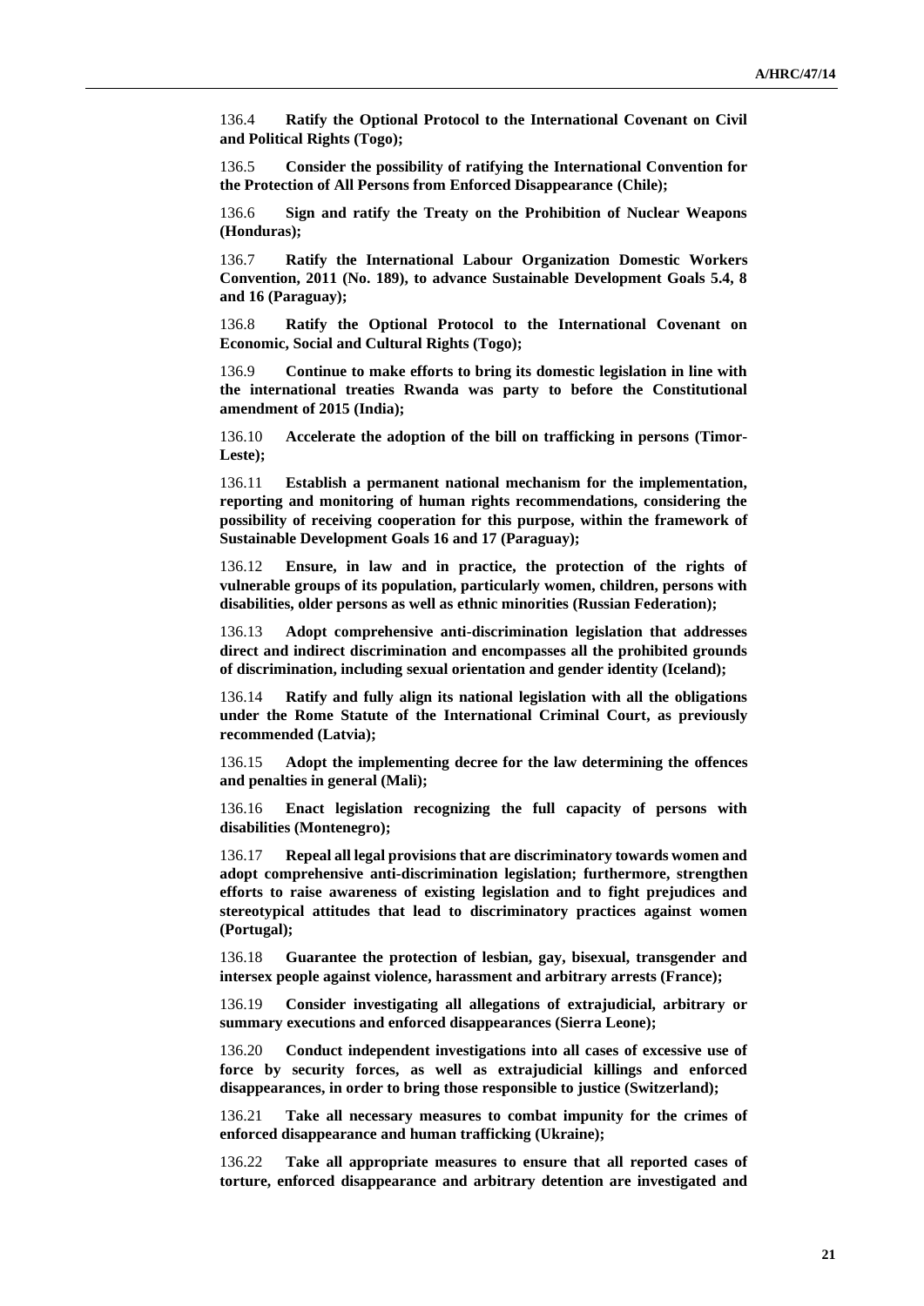136.4 **Ratify the Optional Protocol to the International Covenant on Civil and Political Rights (Togo);**

136.5 **Consider the possibility of ratifying the International Convention for the Protection of All Persons from Enforced Disappearance (Chile);**

136.6 **Sign and ratify the Treaty on the Prohibition of Nuclear Weapons (Honduras);**

136.7 **Ratify the International Labour Organization Domestic Workers Convention, 2011 (No. 189), to advance Sustainable Development Goals 5.4, 8 and 16 (Paraguay);**

136.8 **Ratify the Optional Protocol to the International Covenant on Economic, Social and Cultural Rights (Togo);**

136.9 **Continue to make efforts to bring its domestic legislation in line with the international treaties Rwanda was party to before the Constitutional amendment of 2015 (India);**

136.10 **Accelerate the adoption of the bill on trafficking in persons (Timor-Leste);**

136.11 **Establish a permanent national mechanism for the implementation, reporting and monitoring of human rights recommendations, considering the possibility of receiving cooperation for this purpose, within the framework of Sustainable Development Goals 16 and 17 (Paraguay);**

136.12 **Ensure, in law and in practice, the protection of the rights of vulnerable groups of its population, particularly women, children, persons with disabilities, older persons as well as ethnic minorities (Russian Federation);**

136.13 **Adopt comprehensive anti-discrimination legislation that addresses direct and indirect discrimination and encompasses all the prohibited grounds of discrimination, including sexual orientation and gender identity (Iceland);**

136.14 **Ratify and fully align its national legislation with all the obligations under the Rome Statute of the International Criminal Court, as previously recommended (Latvia);**

136.15 **Adopt the implementing decree for the law determining the offences and penalties in general (Mali);**

136.16 **Enact legislation recognizing the full capacity of persons with disabilities (Montenegro);**

136.17 **Repeal all legal provisions that are discriminatory towards women and adopt comprehensive anti-discrimination legislation; furthermore, strengthen efforts to raise awareness of existing legislation and to fight prejudices and stereotypical attitudes that lead to discriminatory practices against women (Portugal);**

136.18 **Guarantee the protection of lesbian, gay, bisexual, transgender and intersex people against violence, harassment and arbitrary arrests (France);**

136.19 **Consider investigating all allegations of extrajudicial, arbitrary or summary executions and enforced disappearances (Sierra Leone);**

136.20 **Conduct independent investigations into all cases of excessive use of force by security forces, as well as extrajudicial killings and enforced disappearances, in order to bring those responsible to justice (Switzerland);**

136.21 **Take all necessary measures to combat impunity for the crimes of enforced disappearance and human trafficking (Ukraine);**

136.22 **Take all appropriate measures to ensure that all reported cases of torture, enforced disappearance and arbitrary detention are investigated and**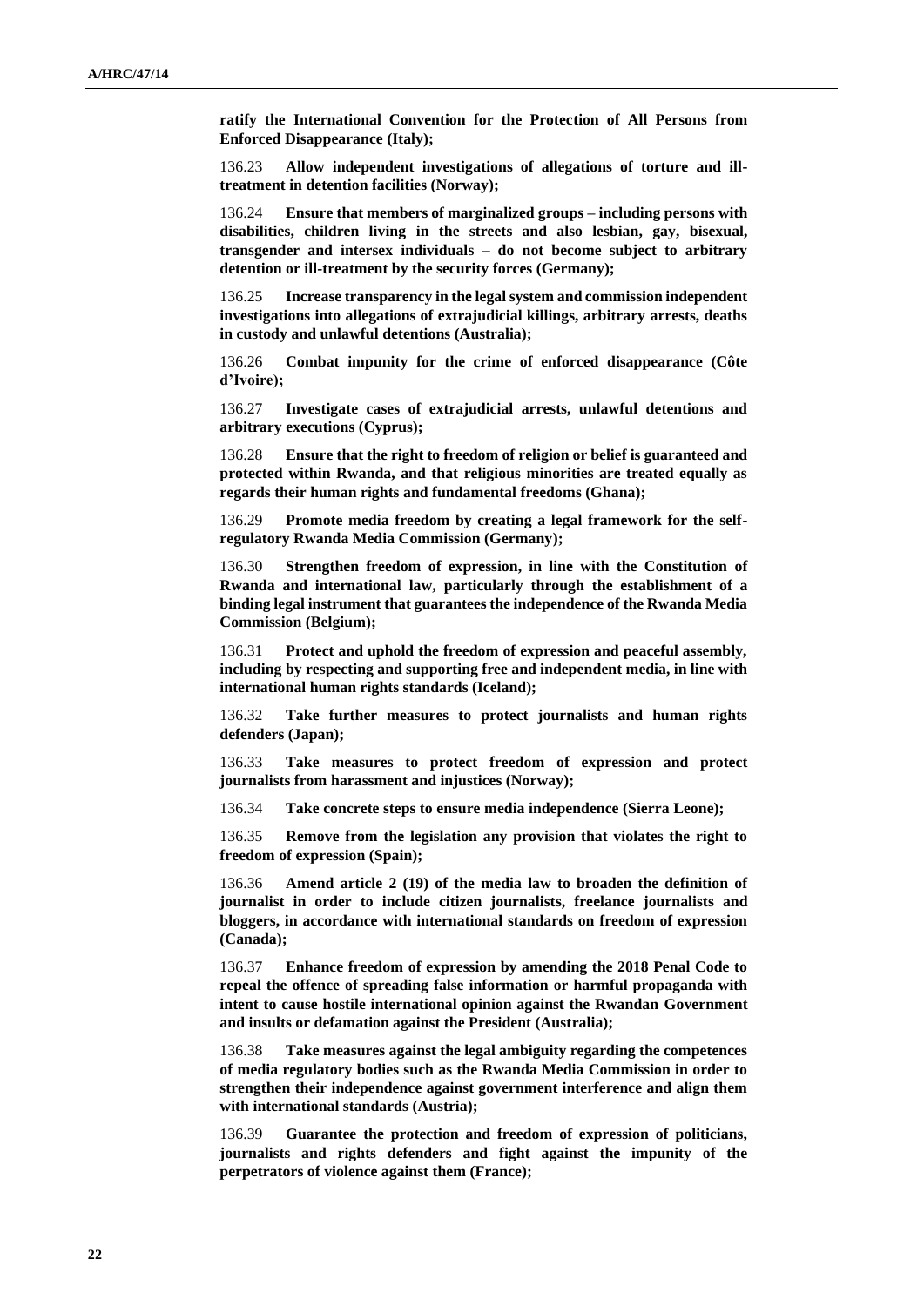**ratify the International Convention for the Protection of All Persons from Enforced Disappearance (Italy);**

136.23 **Allow independent investigations of allegations of torture and ill-treatment in detention facilities (Norway);**

136.24 **Ensure that members of marginalized groups – including persons with disabilities, children living in the streets and also lesbian, gay, bisexual, transgender and intersex individuals – do not become subject to arbitrary detention or ill-treatment by the security forces (Germany);**

136.25 **Increase transparency in the legal system and commission independent investigations into allegations of extrajudicial killings, arbitrary arrests, deaths in custody and unlawful detentions (Australia);**

136.26 **Combat impunity for the crime of enforced disappearance (Côte d'Ivoire);**

136.27 **Investigate cases of extrajudicial arrests, unlawful detentions and arbitrary executions (Cyprus);**

136.28 **Ensure that the right to freedom of religion or belief is guaranteed and protected within Rwanda, and that religious minorities are treated equally as regards their human rights and fundamental freedoms (Ghana);**

136.29 **Promote media freedom by creating a legal framework for the self-regulatory Rwanda Media Commission (Germany);**

136.30 **Strengthen freedom of expression, in line with the Constitution of Rwanda and international law, particularly through the establishment of a binding legal instrument that guarantees the independence of the Rwanda Media Commission (Belgium);**

136.31 **Protect and uphold the freedom of expression and peaceful assembly, including by respecting and supporting free and independent media, in line with international human rights standards (Iceland);**

136.32 **Take further measures to protect journalists and human rights defenders (Japan);**

136.33 **Take measures to protect freedom of expression and protect journalists from harassment and injustices (Norway);**

136.34 **Take concrete steps to ensure media independence (Sierra Leone);**

136.35 **Remove from the legislation any provision that violates the right to freedom of expression (Spain);**

136.36 **Amend article 2 (19) of the media law to broaden the definition of journalist in order to include citizen journalists, freelance journalists and bloggers, in accordance with international standards on freedom of expression (Canada);**

136.37 **Enhance freedom of expression by amending the 2018 Penal Code to repeal the offence of spreading false information or harmful propaganda with intent to cause hostile international opinion against the Rwandan Government and insults or defamation against the President (Australia);**

136.38 **Take measures against the legal ambiguity regarding the competences of media regulatory bodies such as the Rwanda Media Commission in order to strengthen their independence against government interference and align them with international standards (Austria);**

136.39 **Guarantee the protection and freedom of expression of politicians, journalists and rights defenders and fight against the impunity of the perpetrators of violence against them (France);**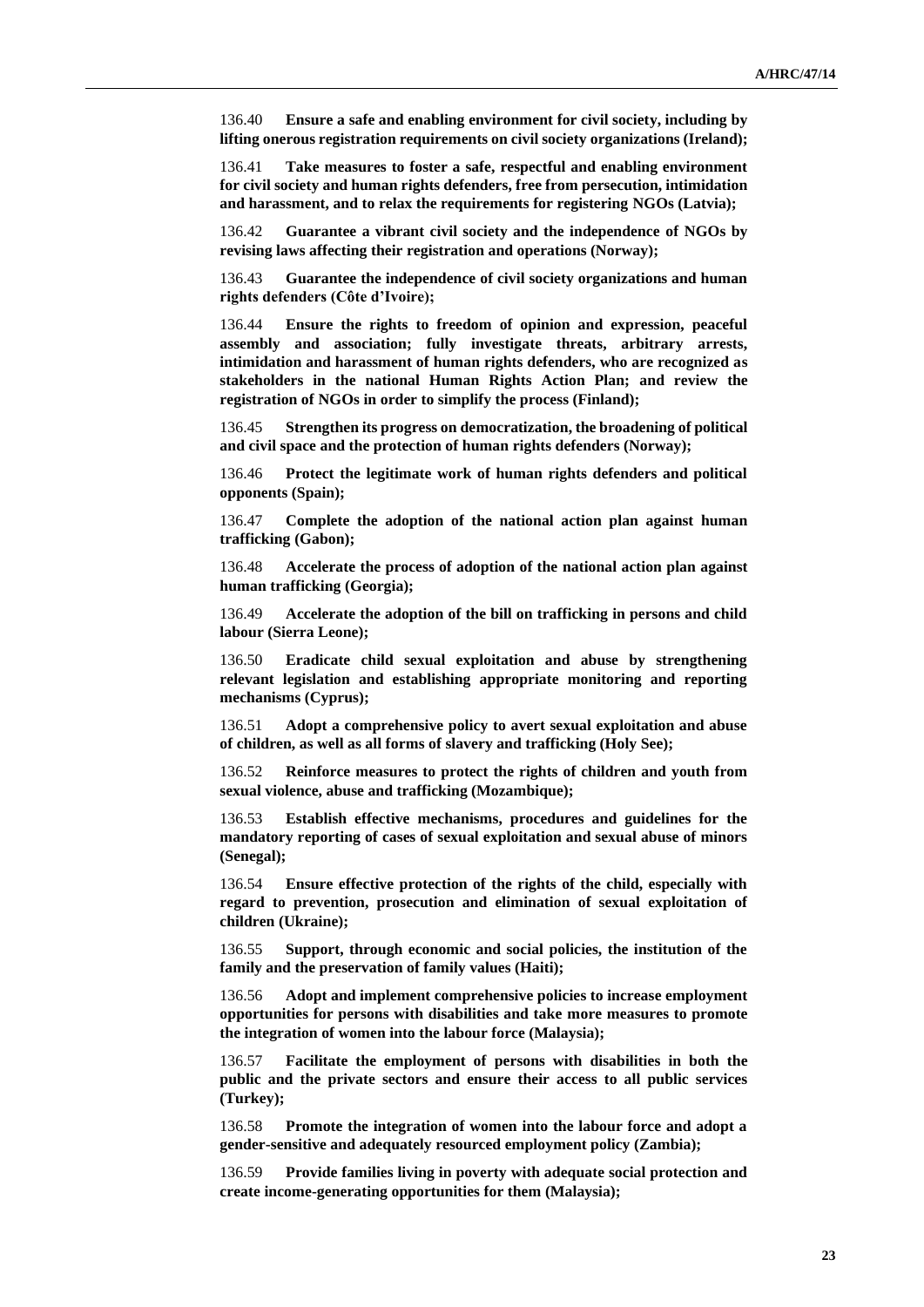136.40 **Ensure a safe and enabling environment for civil society, including by lifting onerous registration requirements on civil society organizations (Ireland);**

136.41 **Take measures to foster a safe, respectful and enabling environment for civil society and human rights defenders, free from persecution, intimidation and harassment, and to relax the requirements for registering NGOs (Latvia);**

136.42 **Guarantee a vibrant civil society and the independence of NGOs by revising laws affecting their registration and operations (Norway);**

136.43 **Guarantee the independence of civil society organizations and human rights defenders (Côte d'Ivoire);**

136.44 **Ensure the rights to freedom of opinion and expression, peaceful assembly and association; fully investigate threats, arbitrary arrests, intimidation and harassment of human rights defenders, who are recognized as stakeholders in the national Human Rights Action Plan; and review the registration of NGOs in order to simplify the process (Finland);**

136.45 **Strengthen its progress on democratization, the broadening of political and civil space and the protection of human rights defenders (Norway);**

136.46 **Protect the legitimate work of human rights defenders and political opponents (Spain);**

136.47 **Complete the adoption of the national action plan against human trafficking (Gabon);**

136.48 **Accelerate the process of adoption of the national action plan against human trafficking (Georgia);**

136.49 **Accelerate the adoption of the bill on trafficking in persons and child labour (Sierra Leone);**

136.50 **Eradicate child sexual exploitation and abuse by strengthening relevant legislation and establishing appropriate monitoring and reporting mechanisms (Cyprus);**

136.51 **Adopt a comprehensive policy to avert sexual exploitation and abuse of children, as well as all forms of slavery and trafficking (Holy See);**

136.52 **Reinforce measures to protect the rights of children and youth from sexual violence, abuse and trafficking (Mozambique);**

136.53 **Establish effective mechanisms, procedures and guidelines for the mandatory reporting of cases of sexual exploitation and sexual abuse of minors (Senegal);**

136.54 **Ensure effective protection of the rights of the child, especially with regard to prevention, prosecution and elimination of sexual exploitation of children (Ukraine);**

136.55 **Support, through economic and social policies, the institution of the family and the preservation of family values (Haiti);**

136.56 **Adopt and implement comprehensive policies to increase employment opportunities for persons with disabilities and take more measures to promote the integration of women into the labour force (Malaysia);**

136.57 **Facilitate the employment of persons with disabilities in both the public and the private sectors and ensure their access to all public services (Turkey);**

136.58 **Promote the integration of women into the labour force and adopt a gender-sensitive and adequately resourced employment policy (Zambia);**

136.59 **Provide families living in poverty with adequate social protection and create income-generating opportunities for them (Malaysia);**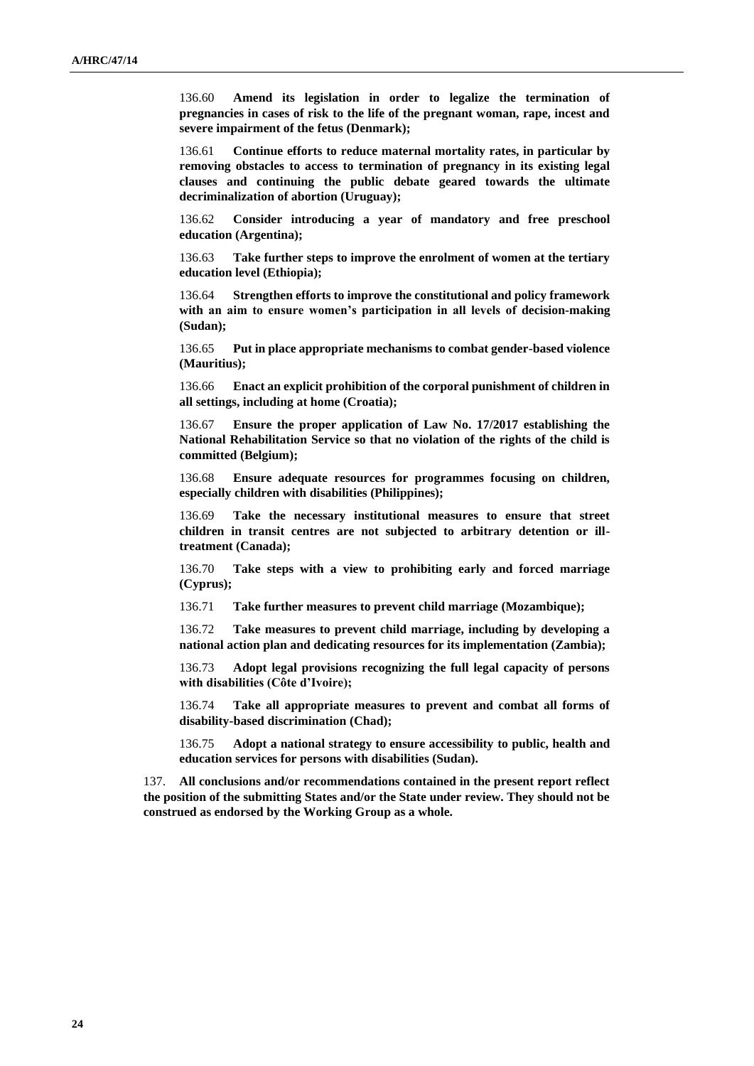136.60 **Amend its legislation in order to legalize the termination of pregnancies in cases of risk to the life of the pregnant woman, rape, incest and severe impairment of the fetus (Denmark);**

136.61 **Continue efforts to reduce maternal mortality rates, in particular by removing obstacles to access to termination of pregnancy in its existing legal clauses and continuing the public debate geared towards the ultimate decriminalization of abortion (Uruguay);**

136.62 **Consider introducing a year of mandatory and free preschool education (Argentina);**

136.63 **Take further steps to improve the enrolment of women at the tertiary education level (Ethiopia);**

136.64 **Strengthen efforts to improve the constitutional and policy framework with an aim to ensure women's participation in all levels of decision-making (Sudan);**

136.65 **Put in place appropriate mechanisms to combat gender-based violence (Mauritius);**

136.66 **Enact an explicit prohibition of the corporal punishment of children in all settings, including at home (Croatia);**

136.67 **Ensure the proper application of Law No. 17/2017 establishing the National Rehabilitation Service so that no violation of the rights of the child is committed (Belgium);**

136.68 **Ensure adequate resources for programmes focusing on children, especially children with disabilities (Philippines);**

136.69 **Take the necessary institutional measures to ensure that street children in transit centres are not subjected to arbitrary detention or ill-treatment (Canada);**

136.70 **Take steps with a view to prohibiting early and forced marriage (Cyprus);**

136.71 **Take further measures to prevent child marriage (Mozambique);**

136.72 **Take measures to prevent child marriage, including by developing a national action plan and dedicating resources for its implementation (Zambia);**

136.73 **Adopt legal provisions recognizing the full legal capacity of persons with disabilities (Côte d'Ivoire);**

136.74 **Take all appropriate measures to prevent and combat all forms of disability-based discrimination (Chad);**

136.75 **Adopt a national strategy to ensure accessibility to public, health and education services for persons with disabilities (Sudan).**

137. **All conclusions and/or recommendations contained in the present report reflect the position of the submitting States and/or the State under review. They should not be construed as endorsed by the Working Group as a whole.**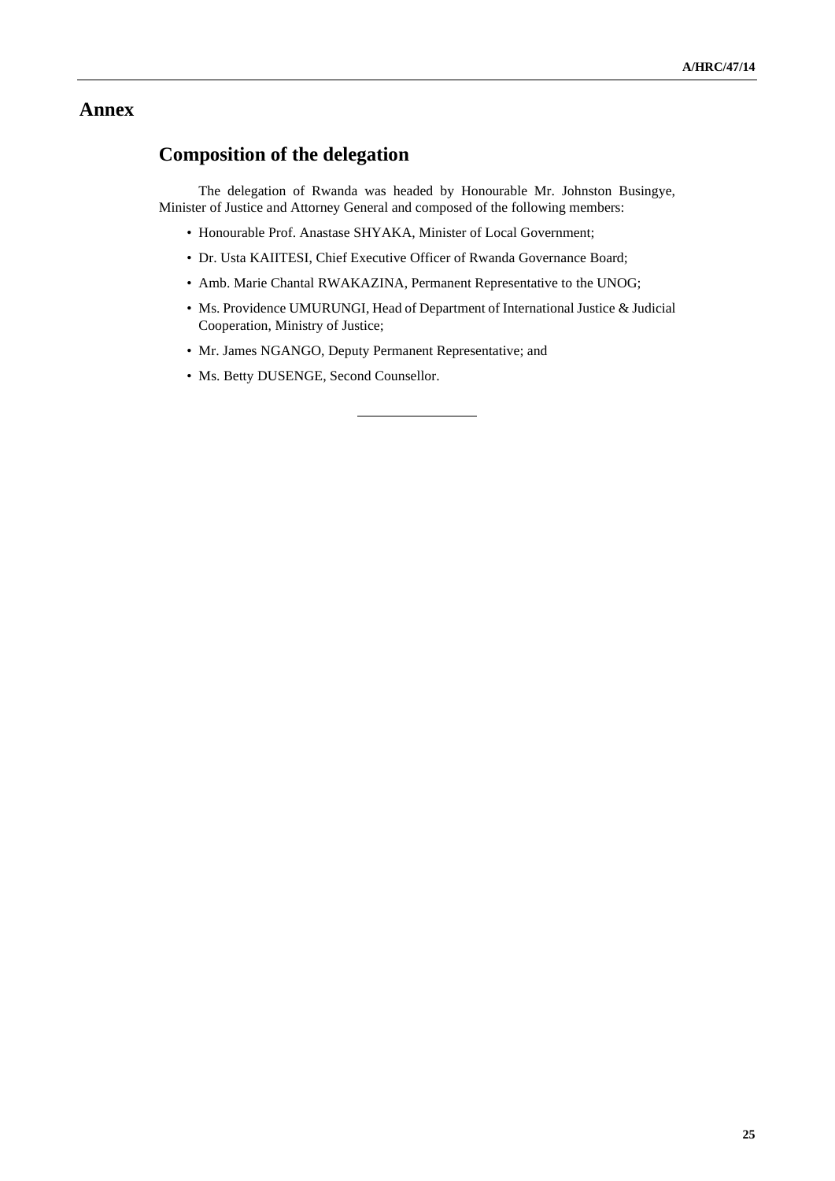# Annex

## Composition of the delegation

The delegation of Rwanda was headed by Honourable Mr. Johnston Busingye, Minister of Justice and Attorney General and composed of the following members:

- Honourable Prof. Anastase SHYAKA, Minister of Local Government;
- Dr. Usta KAIITESI, Chief Executive Officer of Rwanda Governance Board;
- Amb. Marie Chantal RWAKAZINA, Permanent Representative to the UNOG;
- Ms. Providence UMURUNGI, Head of Department of International Justice & Judicial Cooperation, Ministry of Justice;
- Mr. James NGANGO, Deputy Permanent Representative; and
- Ms. Betty DUSENGE, Second Counsellor.